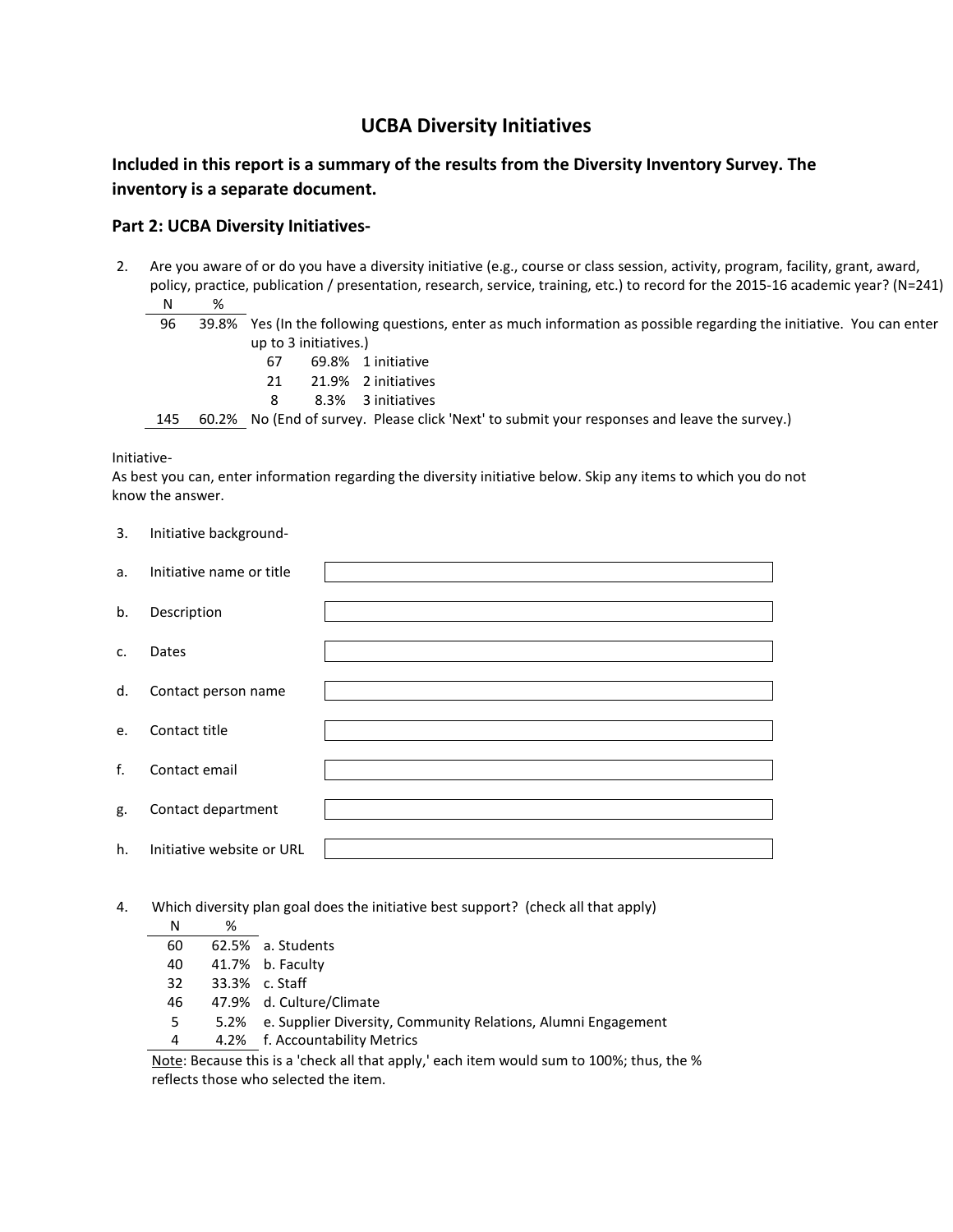# UCBA Diversity Initiatives

## Included in this report is a summary of the results from the Diversity Inventory Survey. The inventory is a separate document.

### Part 2: UCBA Diversity Initiatives-

2. Are you aware of or do you have a diversity initiative (e.g., course or class session, activity, program, facility, grant, award, policy, practice, publication / presentation, research, service, training, etc.) to record for the 2015-16 academic year? (N=241)

| N | % | |
|---|---|---|
| 96 | 39.8% | Yes (In the following questions, enter as much information as possible regarding the initiative. You can enter up to 3 initiatives.) |
| | | 67 69.8% 1 initiative |
| | | 21 21.9% 2 initiatives |
| | | 8 8.3% 3 initiatives |
| 145 | 60.2% | No (End of survey. Please click 'Next' to submit your responses and leave the survey.) |

Initiative-

As best you can, enter information regarding the diversity initiative below. Skip any items to which you do not know the answer.

3. Initiative background-

a. Initiative name or title

b. Description

c. Dates

d. Contact person name

e. Contact title

f. Contact email

g. Contact department

h. Initiative website or URL

4. Which diversity plan goal does the initiative best support? (check all that apply)

| N | % | |
|---|---|---|
| 60 | 62.5% | a. Students |
| 40 | 41.7% | b. Faculty |
| 32 | 33.3% | c. Staff |
| 46 | 47.9% | d. Culture/Climate |
| 5 | 5.2% | e. Supplier Diversity, Community Relations, Alumni Engagement |
| 4 | 4.2% | f. Accountability Metrics |

Note: Because this is a 'check all that apply,' each item would sum to 100%; thus, the % reflects those who selected the item.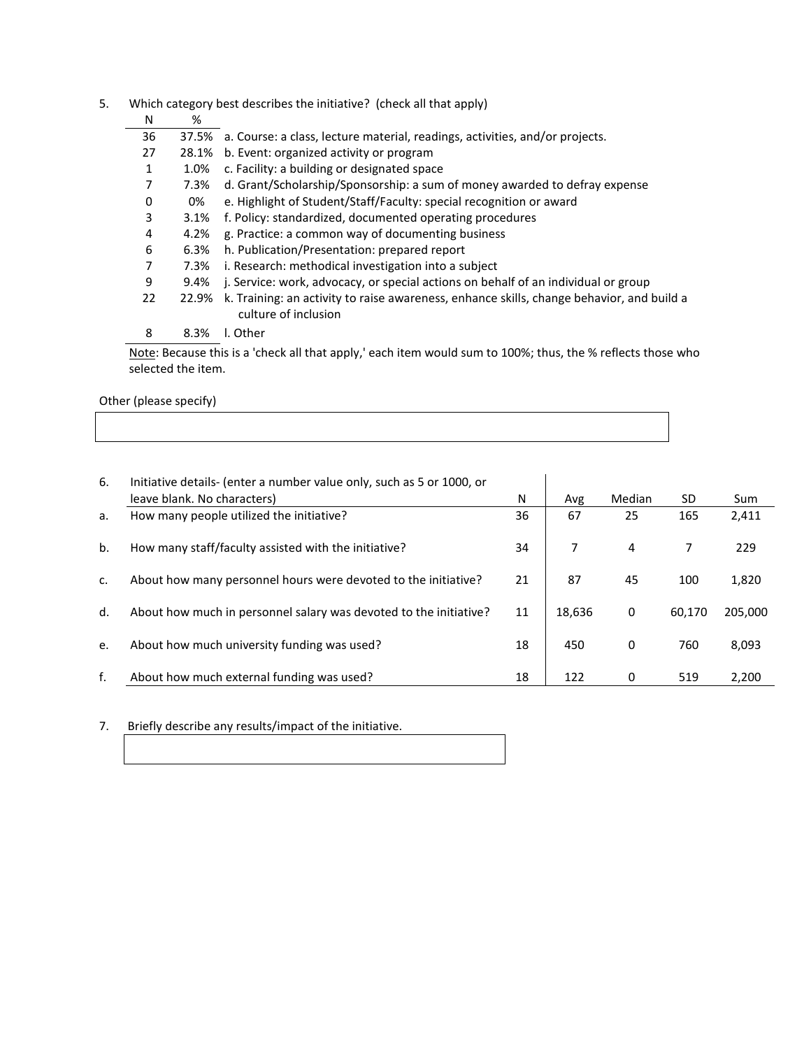5. Which category best describes the initiative? (check all that apply)

| N | % | |
|---|---|---|
| 36 | 37.5% | a. Course: a class, lecture material, readings, activities, and/or projects. |
| 27 | 28.1% | b. Event: organized activity or program |
| 1 | 1.0% | c. Facility: a building or designated space |
| 7 | 7.3% | d. Grant/Scholarship/Sponsorship: a sum of money awarded to defray expense |
| 0 | 0% | e. Highlight of Student/Staff/Faculty: special recognition or award |
| 3 | 3.1% | f. Policy: standardized, documented operating procedures |
| 4 | 4.2% | g. Practice: a common way of documenting business |
| 6 | 6.3% | h. Publication/Presentation: prepared report |
| 7 | 7.3% | i. Research: methodical investigation into a subject |
| 9 | 9.4% | j. Service: work, advocacy, or special actions on behalf of an individual or group |
| 22 | 22.9% | k. Training: an activity to raise awareness, enhance skills, change behavior, and build a culture of inclusion |
| 8 | 8.3% | l. Other |

Note: Because this is a 'check all that apply,' each item would sum to 100%; thus, the % reflects those who selected the item.

Other (please specify)

6.

| | Initiative details- (enter a number value only, such as 5 or 1000, or leave blank. No characters) | N | Avg | Median | SD | Sum |
|---|---|---|---|---|---|---|
| a. | How many people utilized the initiative? | 36 | 67 | 25 | 165 | 2,411 |
| b. | How many staff/faculty assisted with the initiative? | 34 | 7 | 4 | 7 | 229 |
| c. | About how many personnel hours were devoted to the initiative? | 21 | 87 | 45 | 100 | 1,820 |
| d. | About how much in personnel salary was devoted to the initiative? | 11 | 18,636 | 0 | 60,170 | 205,000 |
| e. | About how much university funding was used? | 18 | 450 | 0 | 760 | 8,093 |
| f. | About how much external funding was used? | 18 | 122 | 0 | 519 | 2,200 |

7. Briefly describe any results/impact of the initiative.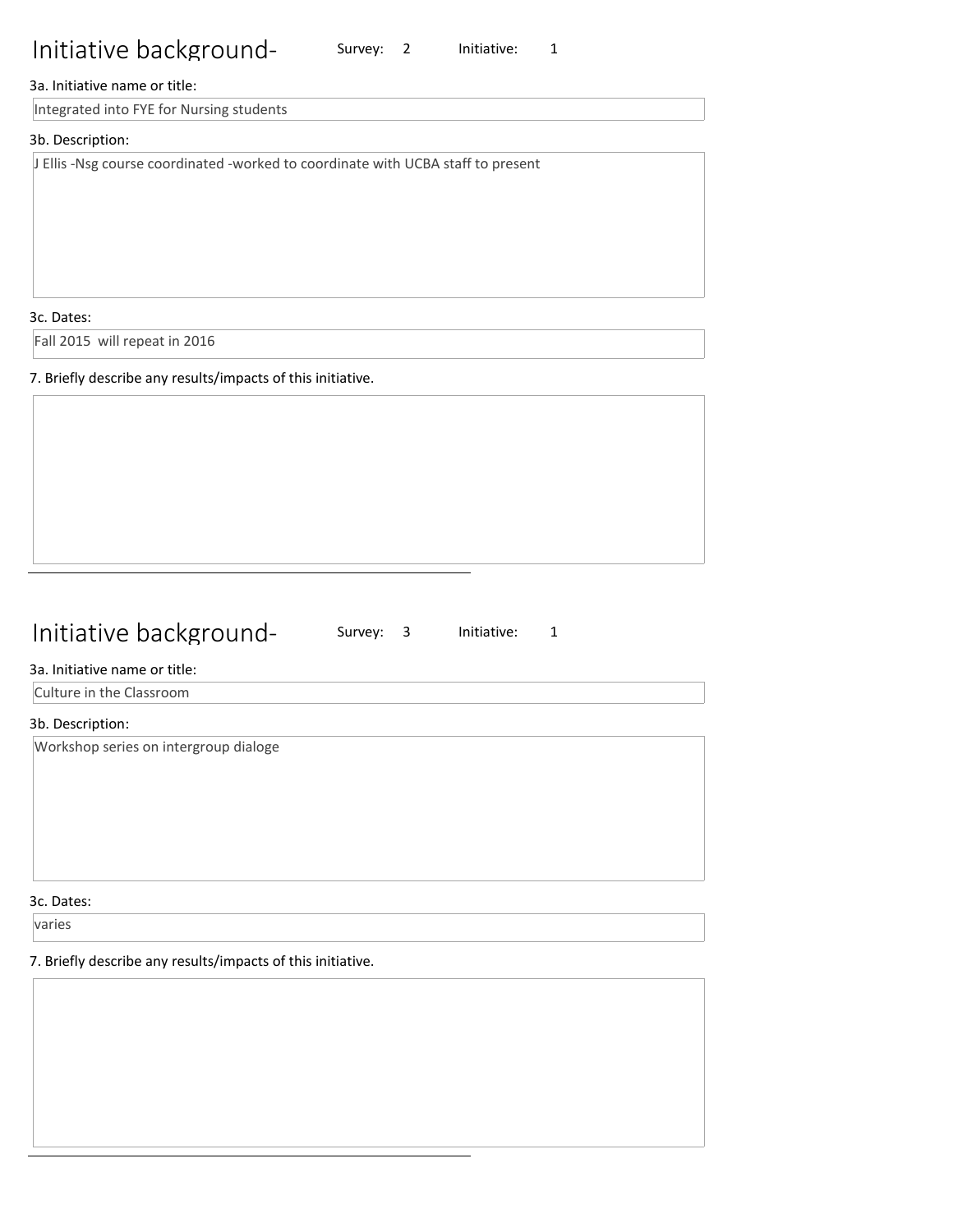## Initiative background-

Survey: 2 Initiative: 1

3a. Initiative name or title:

Integrated into FYE for Nursing students

3b. Description:

J Ellis -Nsg course coordinated -worked to coordinate with UCBA staff to present

3c. Dates:

Fall 2015 will repeat in 2016

7. Briefly describe any results/impacts of this initiative.

---

## Initiative background-

Survey: 3 Initiative: 1

3a. Initiative name or title:

Culture in the Classroom

3b. Description:

Workshop series on intergroup dialoge

3c. Dates:

varies

7. Briefly describe any results/impacts of this initiative.

---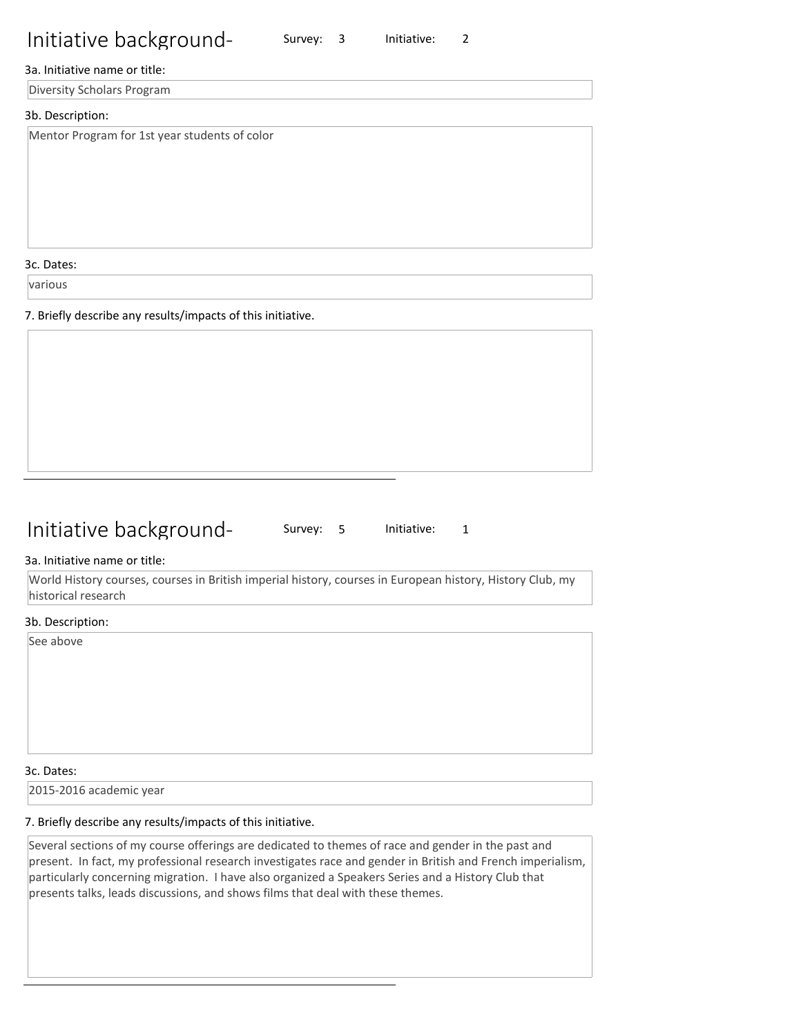## Initiative background- Survey: 3 Initiative: 2

3a. Initiative name or title:

Diversity Scholars Program

3b. Description:

Mentor Program for 1st year students of color

3c. Dates:

various

7. Briefly describe any results/impacts of this initiative.

---

## Initiative background- Survey: 5 Initiative: 1

3a. Initiative name or title:

World History courses, courses in British imperial history, courses in European history, History Club, my historical research

3b. Description:

See above

3c. Dates:

2015-2016 academic year

7. Briefly describe any results/impacts of this initiative.

Several sections of my course offerings are dedicated to themes of race and gender in the past and present. In fact, my professional research investigates race and gender in British and French imperialism, particularly concerning migration. I have also organized a Speakers Series and a History Club that presents talks, leads discussions, and shows films that deal with these themes.

---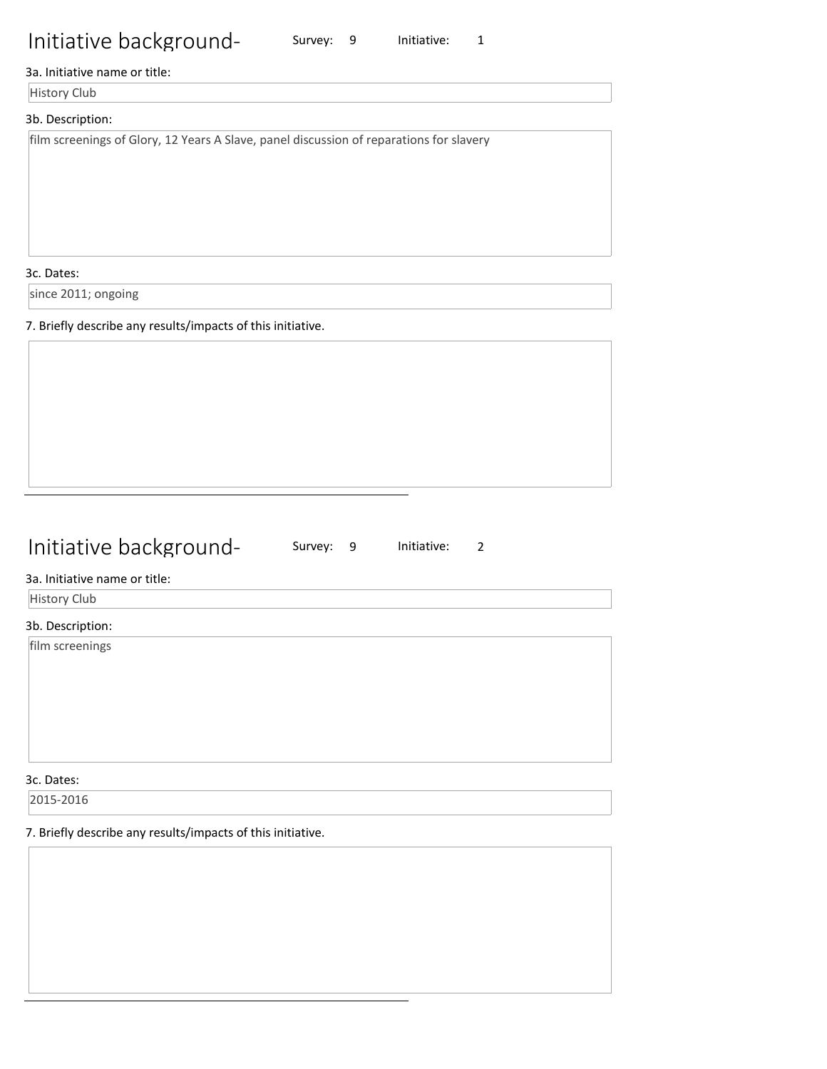## Initiative background- Survey: 9 Initiative: 1

3a. Initiative name or title:

History Club

3b. Description:

film screenings of Glory, 12 Years A Slave, panel discussion of reparations for slavery

3c. Dates:

since 2011; ongoing

7. Briefly describe any results/impacts of this initiative.

---

## Initiative background- Survey: 9 Initiative: 2

3a. Initiative name or title:

History Club

3b. Description:

film screenings

3c. Dates:

2015-2016

7. Briefly describe any results/impacts of this initiative.

---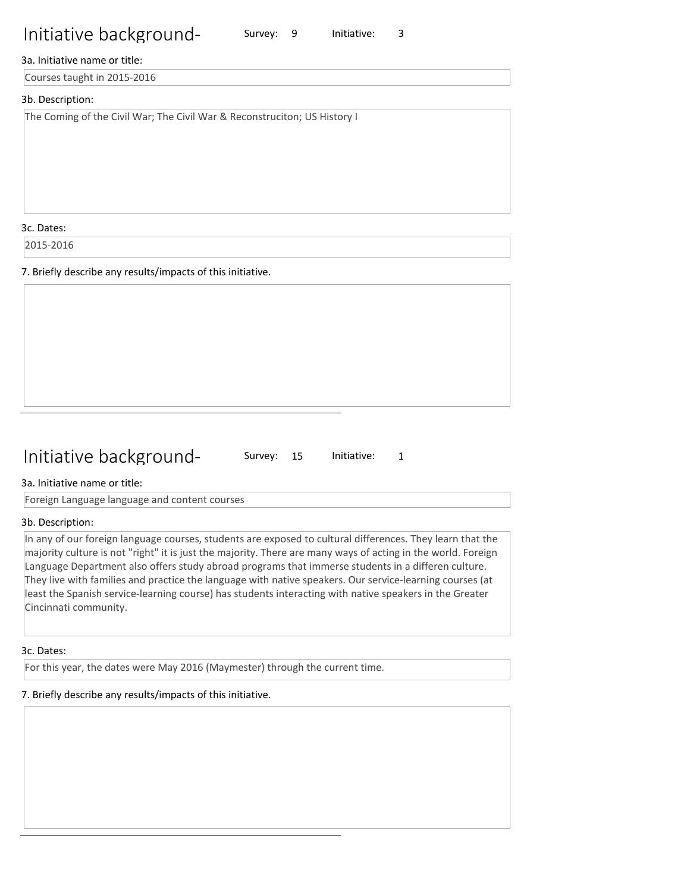## Initiative background- Survey: 9 Initiative: 3

3a. Initiative name or title:

Courses taught in 2015-2016

3b. Description:

The Coming of the Civil War; The Civil War & Reconstruciton; US History I

3c. Dates:

2015-2016

7. Briefly describe any results/impacts of this initiative.

---

## Initiative background- Survey: 15 Initiative: 1

3a. Initiative name or title:

Foreign Language language and content courses

3b. Description:

In any of our foreign language courses, students are exposed to cultural differences. They learn that the majority culture is not "right" it is just the majority. There are many ways of acting in the world. Foreign Language Department also offers study abroad programs that immerse students in a differen culture. They live with families and practice the language with native speakers. Our service-learning courses (at least the Spanish service-learning course) has students interacting with native speakers in the Greater Cincinnati community.

3c. Dates:

For this year, the dates were May 2016 (Maymester) through the current time.

7. Briefly describe any results/impacts of this initiative.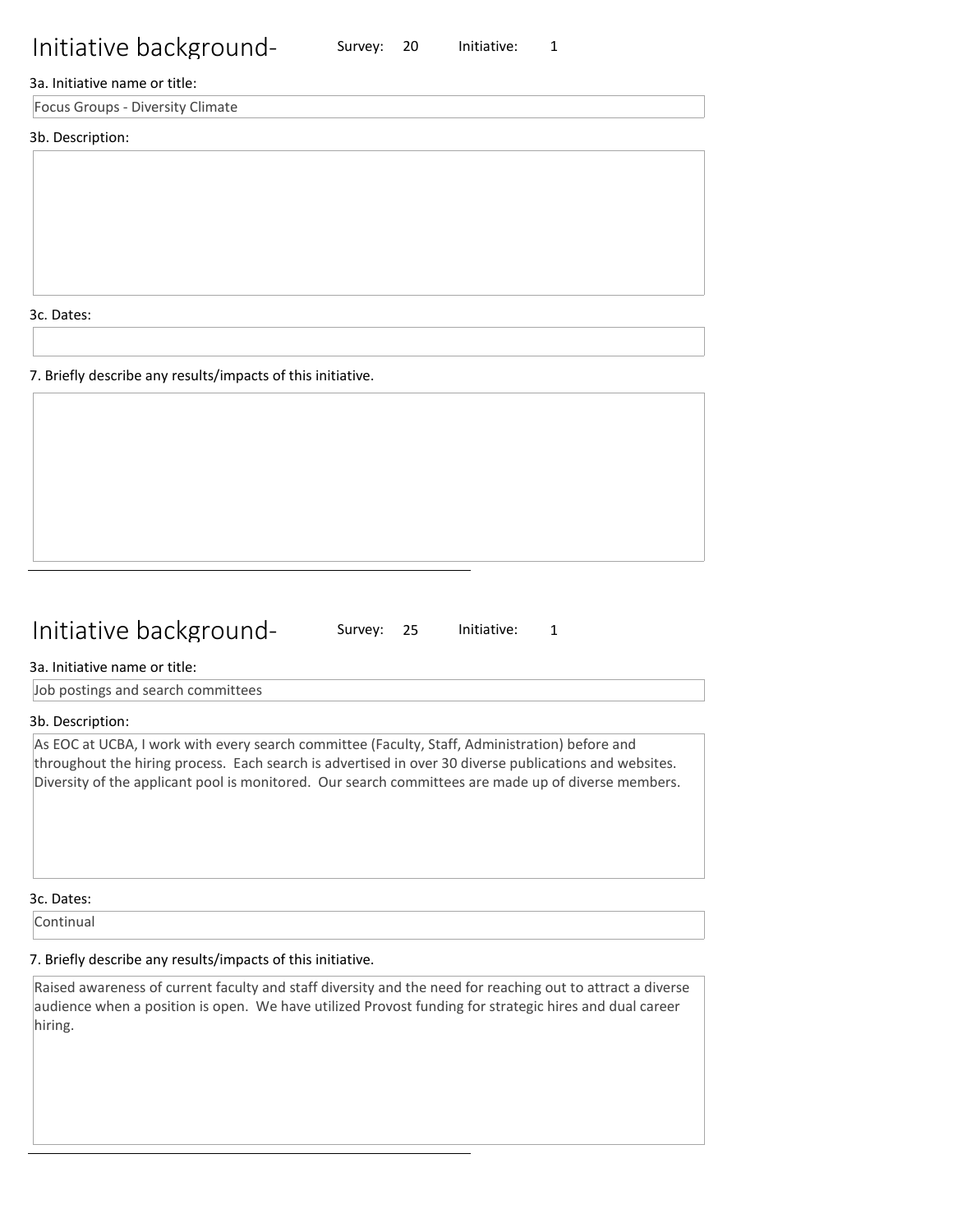## Initiative background- Survey: 20 Initiative: 1

3a. Initiative name or title:

Focus Groups - Diversity Climate

3b. Description:

3c. Dates:

7. Briefly describe any results/impacts of this initiative.

---

## Initiative background- Survey: 25 Initiative: 1

3a. Initiative name or title:

Job postings and search committees

3b. Description:

As EOC at UCBA, I work with every search committee (Faculty, Staff, Administration) before and throughout the hiring process. Each search is advertised in over 30 diverse publications and websites. Diversity of the applicant pool is monitored. Our search committees are made up of diverse members.

3c. Dates:

Continual

7. Briefly describe any results/impacts of this initiative.

Raised awareness of current faculty and staff diversity and the need for reaching out to attract a diverse audience when a position is open. We have utilized Provost funding for strategic hires and dual career hiring.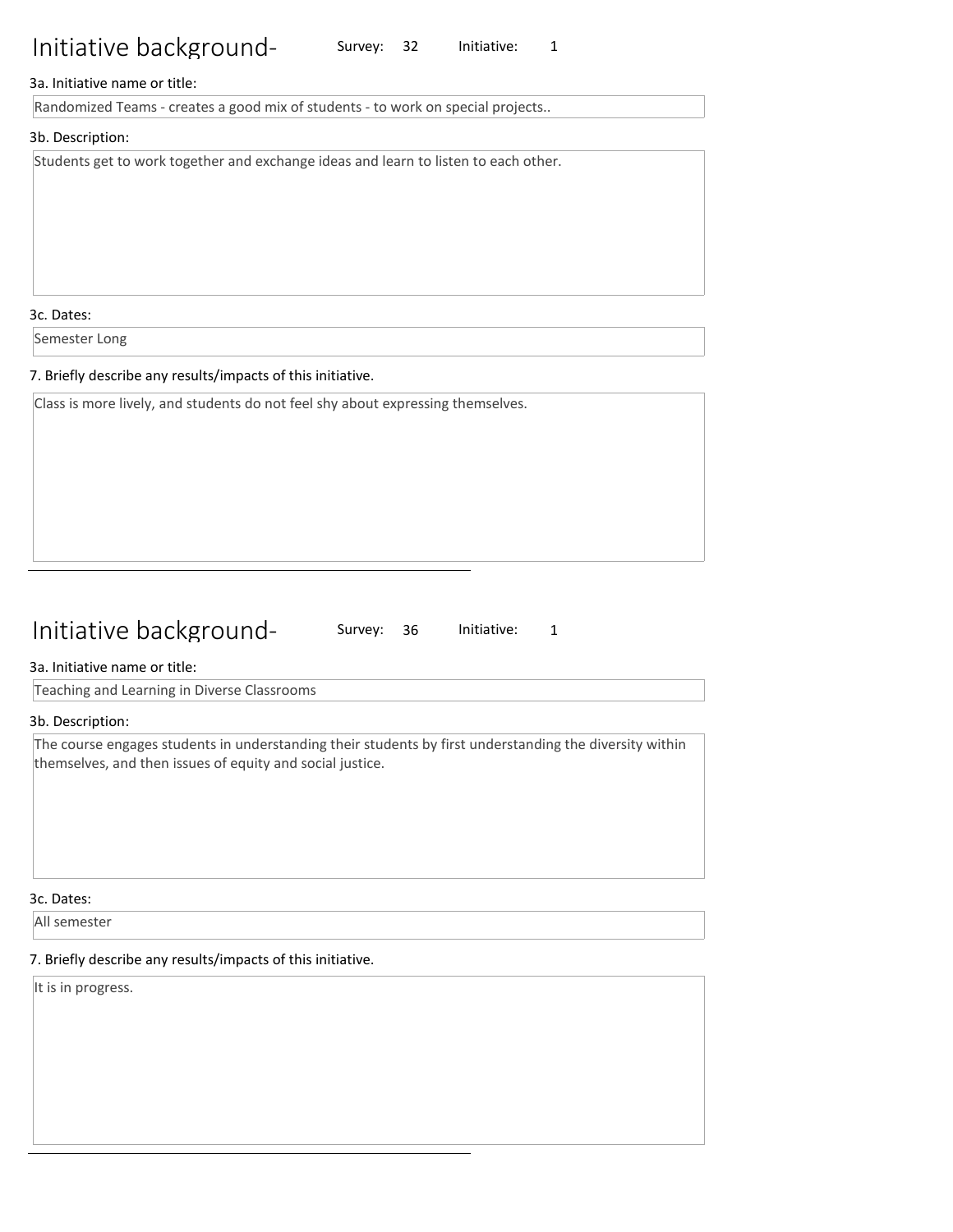# Initiative background- Survey: 32 Initiative: 1

3a. Initiative name or title:

Randomized Teams - creates a good mix of students - to work on special projects..

3b. Description:

Students get to work together and exchange ideas and learn to listen to each other.

3c. Dates:

Semester Long

7. Briefly describe any results/impacts of this initiative.

Class is more lively, and students do not feel shy about expressing themselves.

---

# Initiative background- Survey: 36 Initiative: 1

3a. Initiative name or title:

Teaching and Learning in Diverse Classrooms

3b. Description:

The course engages students in understanding their students by first understanding the diversity within themselves, and then issues of equity and social justice.

3c. Dates:

All semester

7. Briefly describe any results/impacts of this initiative.

It is in progress.

---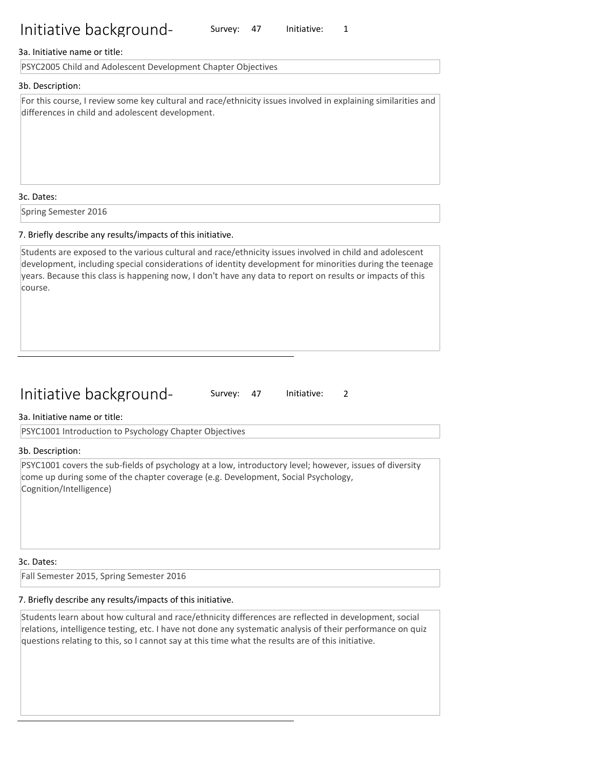## Initiative background-

Survey: 47 Initiative: 1

3a. Initiative name or title:

PSYC2005 Child and Adolescent Development Chapter Objectives

3b. Description:

For this course, I review some key cultural and race/ethnicity issues involved in explaining similarities and differences in child and adolescent development.

3c. Dates:

Spring Semester 2016

7. Briefly describe any results/impacts of this initiative.

Students are exposed to the various cultural and race/ethnicity issues involved in child and adolescent development, including special considerations of identity development for minorities during the teenage years. Because this class is happening now, I don't have any data to report on results or impacts of this course.

---

## Initiative background-

Survey: 47 Initiative: 2

3a. Initiative name or title:

PSYC1001 Introduction to Psychology Chapter Objectives

3b. Description:

PSYC1001 covers the sub-fields of psychology at a low, introductory level; however, issues of diversity come up during some of the chapter coverage (e.g. Development, Social Psychology, Cognition/Intelligence)

3c. Dates:

Fall Semester 2015, Spring Semester 2016

7. Briefly describe any results/impacts of this initiative.

Students learn about how cultural and race/ethnicity differences are reflected in development, social relations, intelligence testing, etc. I have not done any systematic analysis of their performance on quiz questions relating to this, so I cannot say at this time what the results are of this initiative.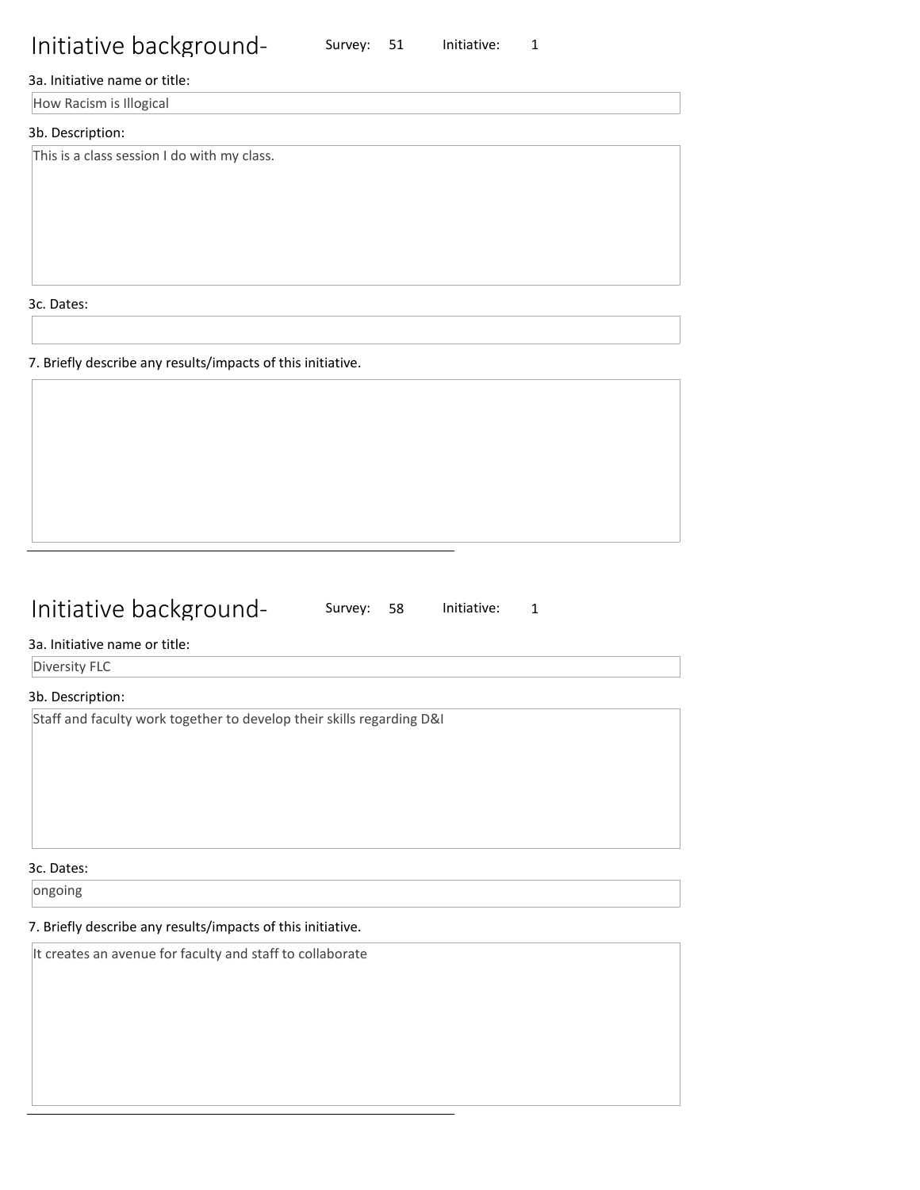# Initiative background-

Survey: 51 Initiative: 1

3a. Initiative name or title:

How Racism is Illogical

3b. Description:

This is a class session I do with my class.

3c. Dates:

7. Briefly describe any results/impacts of this initiative.

---

# Initiative background-

Survey: 58 Initiative: 1

3a. Initiative name or title:

Diversity FLC

3b. Description:

Staff and faculty work together to develop their skills regarding D&I

3c. Dates:

ongoing

7. Briefly describe any results/impacts of this initiative.

It creates an avenue for faculty and staff to collaborate

---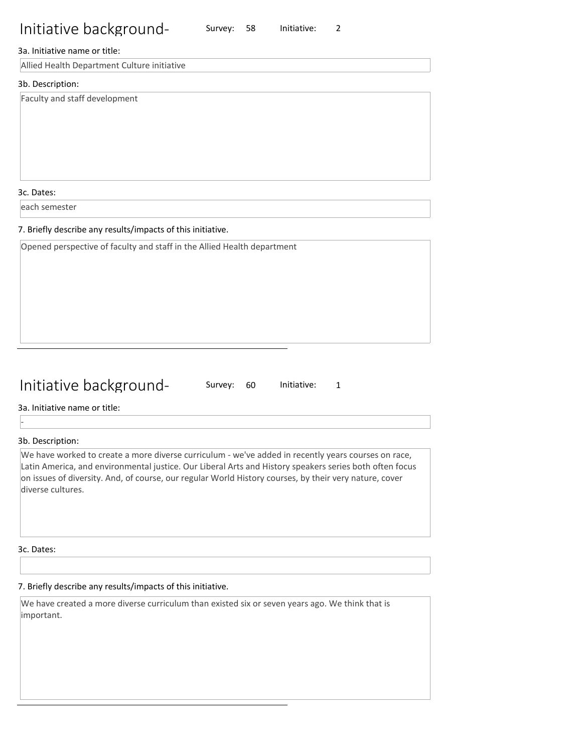## Initiative background- Survey: 58 Initiative: 2

3a. Initiative name or title:

Allied Health Department Culture initiative

3b. Description:

Faculty and staff development

3c. Dates:

each semester

7. Briefly describe any results/impacts of this initiative.

Opened perspective of faculty and staff in the Allied Health department

---

## Initiative background- Survey: 60 Initiative: 1

3a. Initiative name or title:

-

3b. Description:

We have worked to create a more diverse curriculum - we've added in recently years courses on race, Latin America, and environmental justice. Our Liberal Arts and History speakers series both often focus on issues of diversity. And, of course, our regular World History courses, by their very nature, cover diverse cultures.

3c. Dates:

7. Briefly describe any results/impacts of this initiative.

We have created a more diverse curriculum than existed six or seven years ago. We think that is important.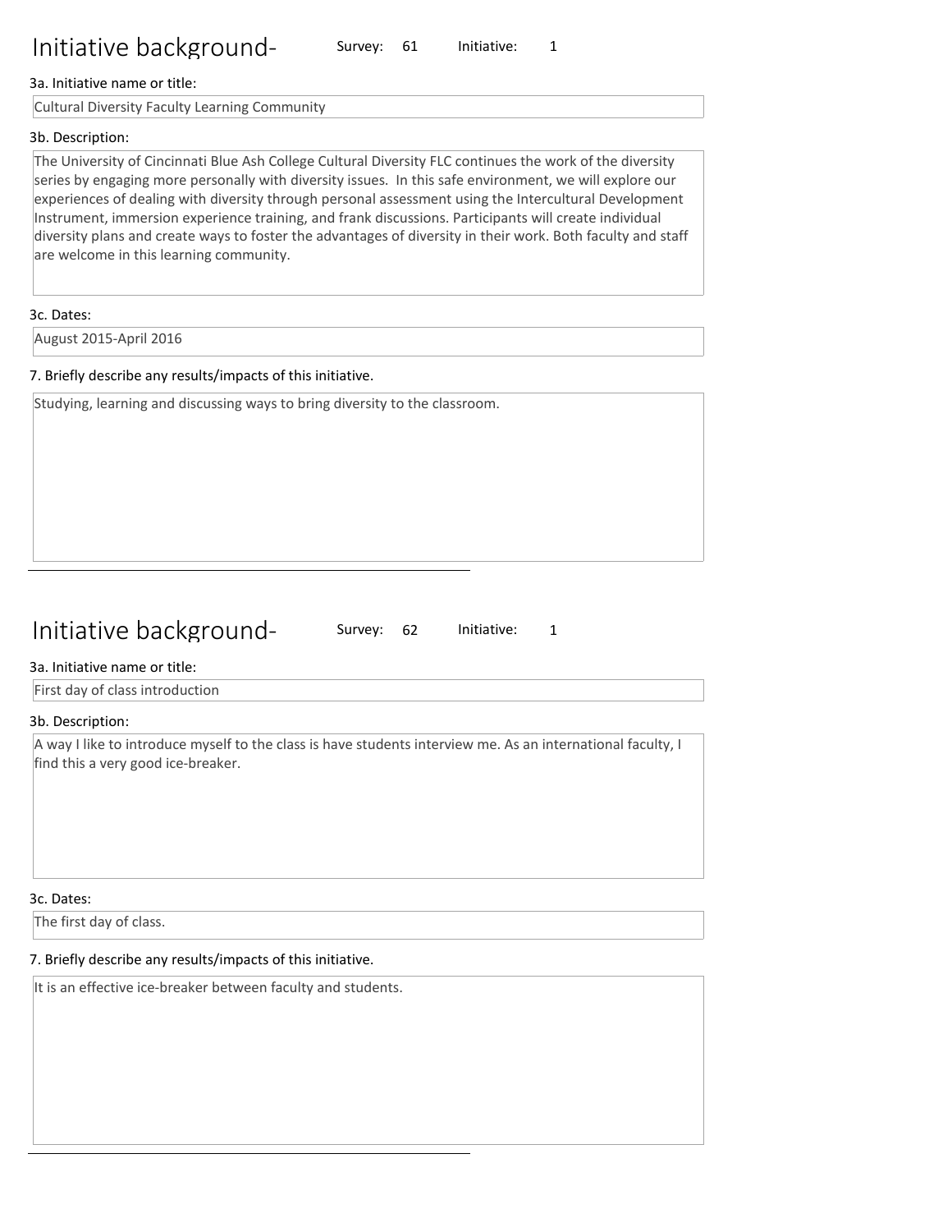## Initiative background-

Survey: 61 Initiative: 1

3a. Initiative name or title:

Cultural Diversity Faculty Learning Community

3b. Description:

The University of Cincinnati Blue Ash College Cultural Diversity FLC continues the work of the diversity series by engaging more personally with diversity issues. In this safe environment, we will explore our experiences of dealing with diversity through personal assessment using the Intercultural Development Instrument, immersion experience training, and frank discussions. Participants will create individual diversity plans and create ways to foster the advantages of diversity in their work. Both faculty and staff are welcome in this learning community.

3c. Dates:

August 2015-April 2016

7. Briefly describe any results/impacts of this initiative.

Studying, learning and discussing ways to bring diversity to the classroom.

---

## Initiative background-

Survey: 62 Initiative: 1

3a. Initiative name or title:

First day of class introduction

3b. Description:

A way I like to introduce myself to the class is have students interview me. As an international faculty, I find this a very good ice-breaker.

3c. Dates:

The first day of class.

7. Briefly describe any results/impacts of this initiative.

It is an effective ice-breaker between faculty and students.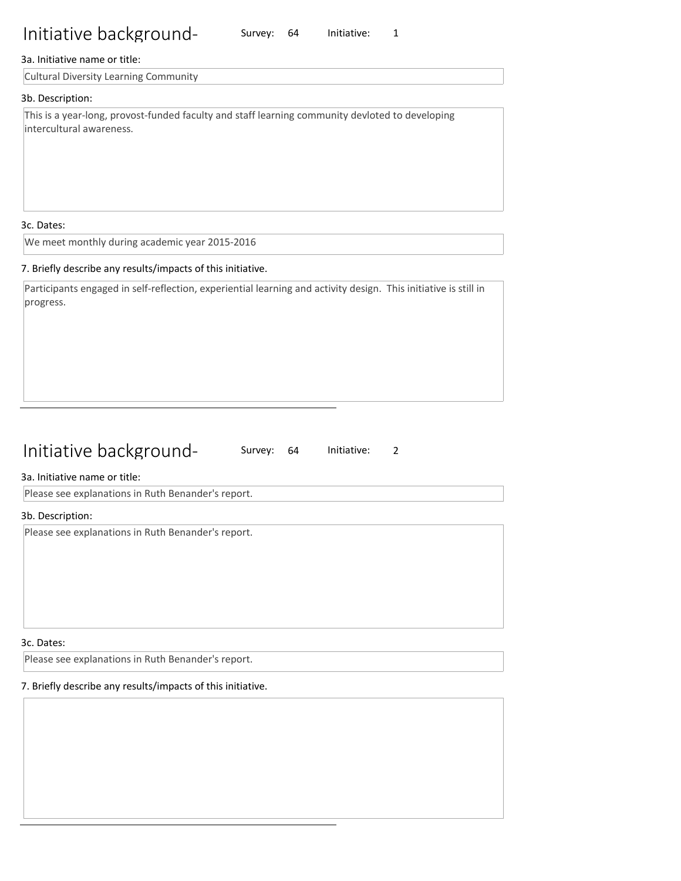# Initiative background-

Survey: 64 Initiative: 1

3a. Initiative name or title:

Cultural Diversity Learning Community

3b. Description:

This is a year-long, provost-funded faculty and staff learning community devloted to developing intercultural awareness.

3c. Dates:

We meet monthly during academic year 2015-2016

7. Briefly describe any results/impacts of this initiative.

Participants engaged in self-reflection, experiential learning and activity design. This initiative is still in progress.

---

# Initiative background-

Survey: 64 Initiative: 2

3a. Initiative name or title:

Please see explanations in Ruth Benander's report.

3b. Description:

Please see explanations in Ruth Benander's report.

3c. Dates:

Please see explanations in Ruth Benander's report.

7. Briefly describe any results/impacts of this initiative.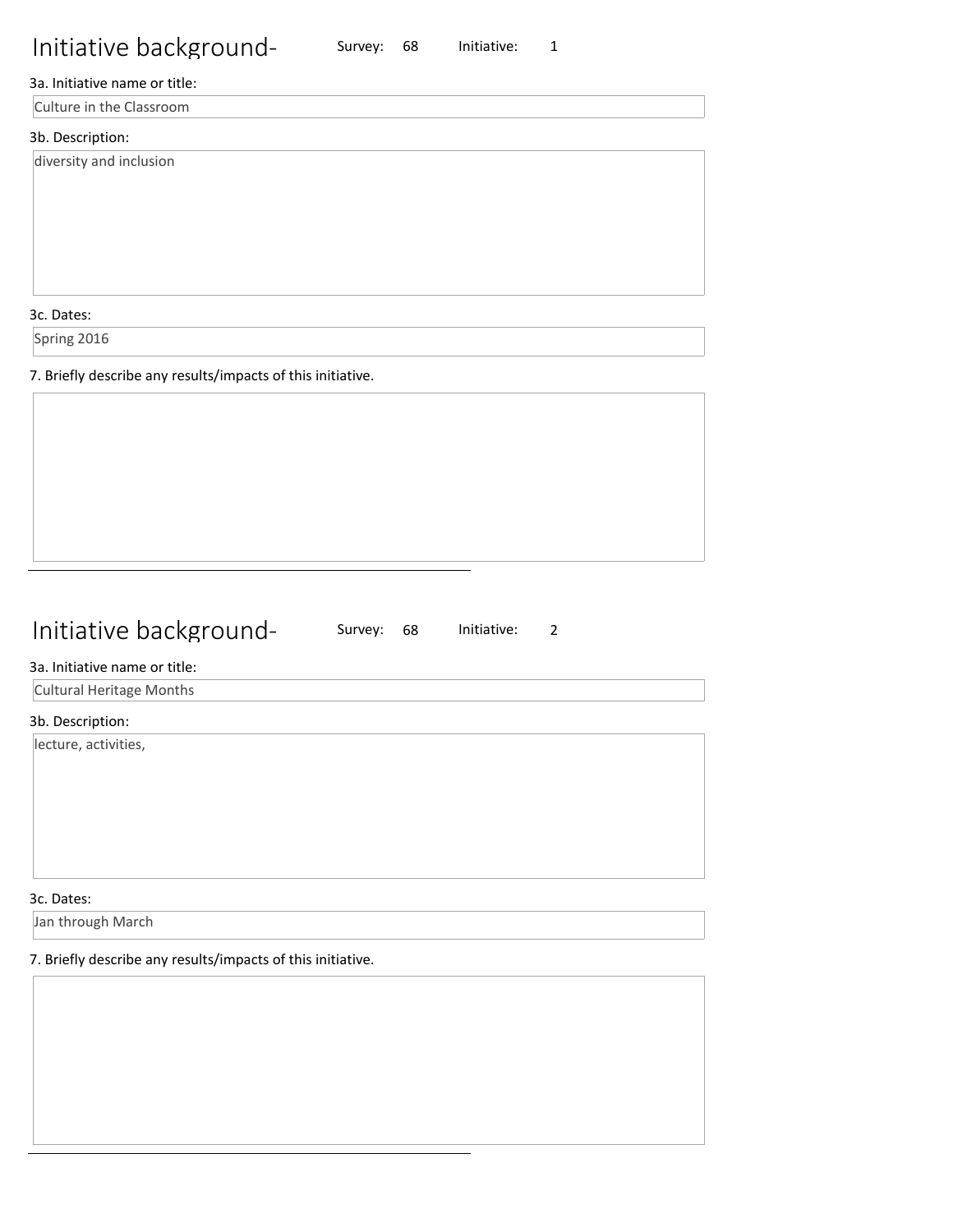# Initiative background-

Survey: 68 Initiative: 1

3a. Initiative name or title:

Culture in the Classroom

3b. Description:

diversity and inclusion

3c. Dates:

Spring 2016

7. Briefly describe any results/impacts of this initiative.

---

# Initiative background-

Survey: 68 Initiative: 2

3a. Initiative name or title:

Cultural Heritage Months

3b. Description:

lecture, activities,

3c. Dates:

Jan through March

7. Briefly describe any results/impacts of this initiative.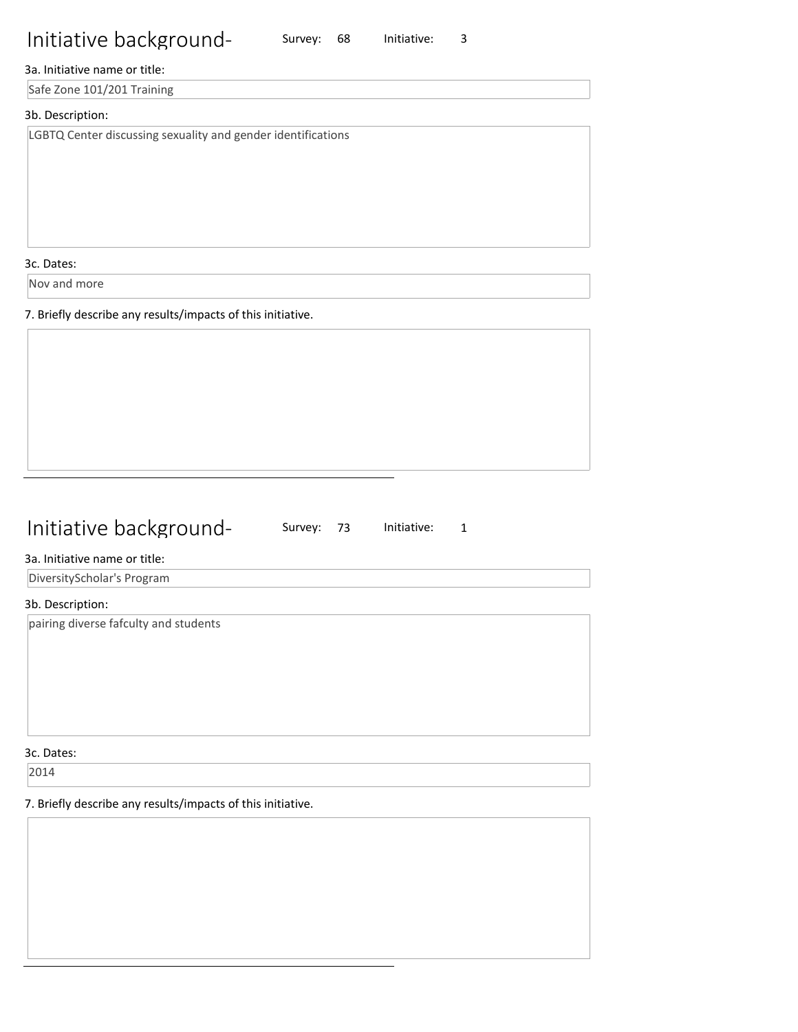## Initiative background-

Survey: 68 Initiative: 3

3a. Initiative name or title:

Safe Zone 101/201 Training

3b. Description:

LGBTQ Center discussing sexuality and gender identifications

3c. Dates:

Nov and more

7. Briefly describe any results/impacts of this initiative.

---

## Initiative background-

Survey: 73 Initiative: 1

3a. Initiative name or title:

DiversityScholar's Program

3b. Description:

pairing diverse fafculty and students

3c. Dates:

2014

7. Briefly describe any results/impacts of this initiative.

---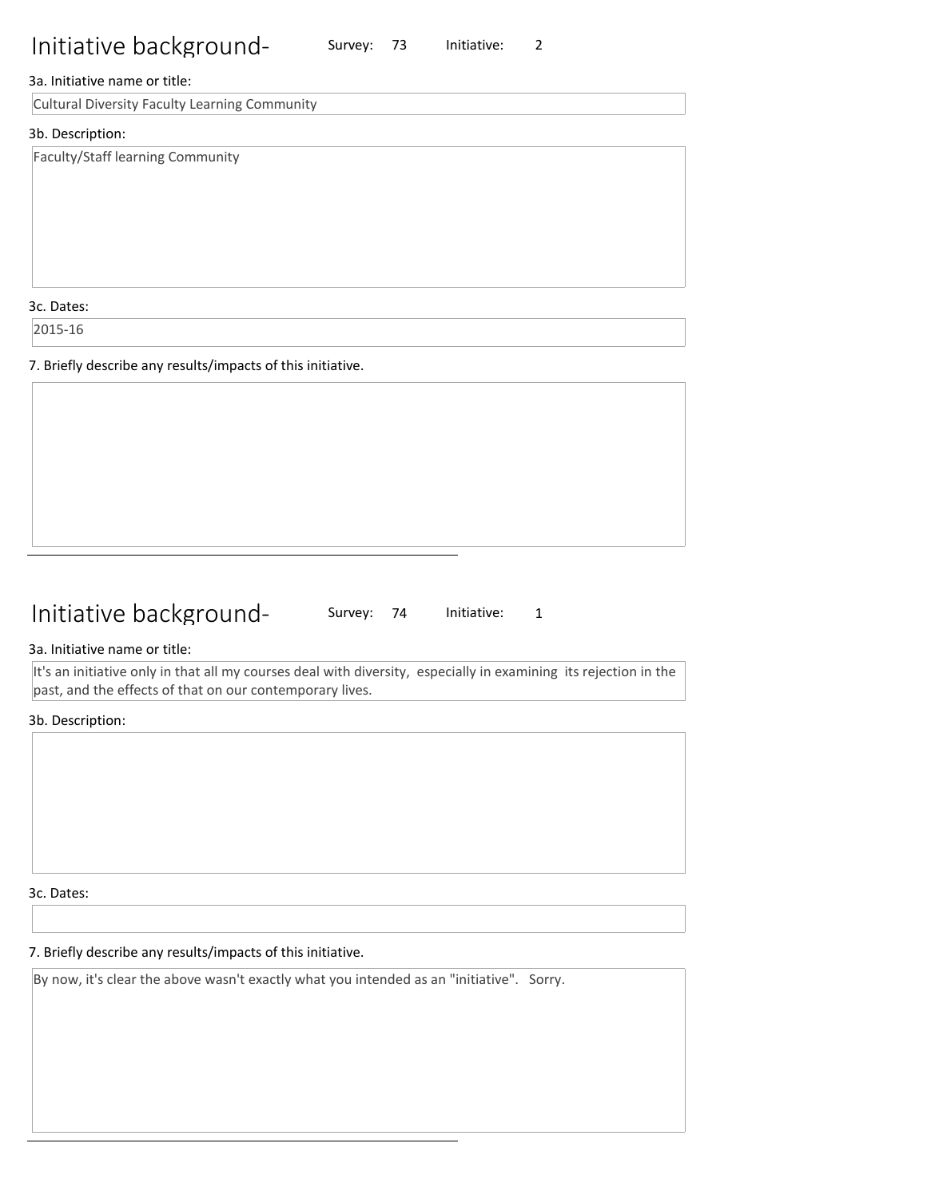# Initiative background- Survey: 73 Initiative: 2

3a. Initiative name or title:

Cultural Diversity Faculty Learning Community

3b. Description:

Faculty/Staff learning Community

3c. Dates:

2015-16

7. Briefly describe any results/impacts of this initiative.

---

# Initiative background- Survey: 74 Initiative: 1

3a. Initiative name or title:

It's an initiative only in that all my courses deal with diversity, especially in examining its rejection in the past, and the effects of that on our contemporary lives.

3b. Description:

3c. Dates:

7. Briefly describe any results/impacts of this initiative.

By now, it's clear the above wasn't exactly what you intended as an "initiative". Sorry.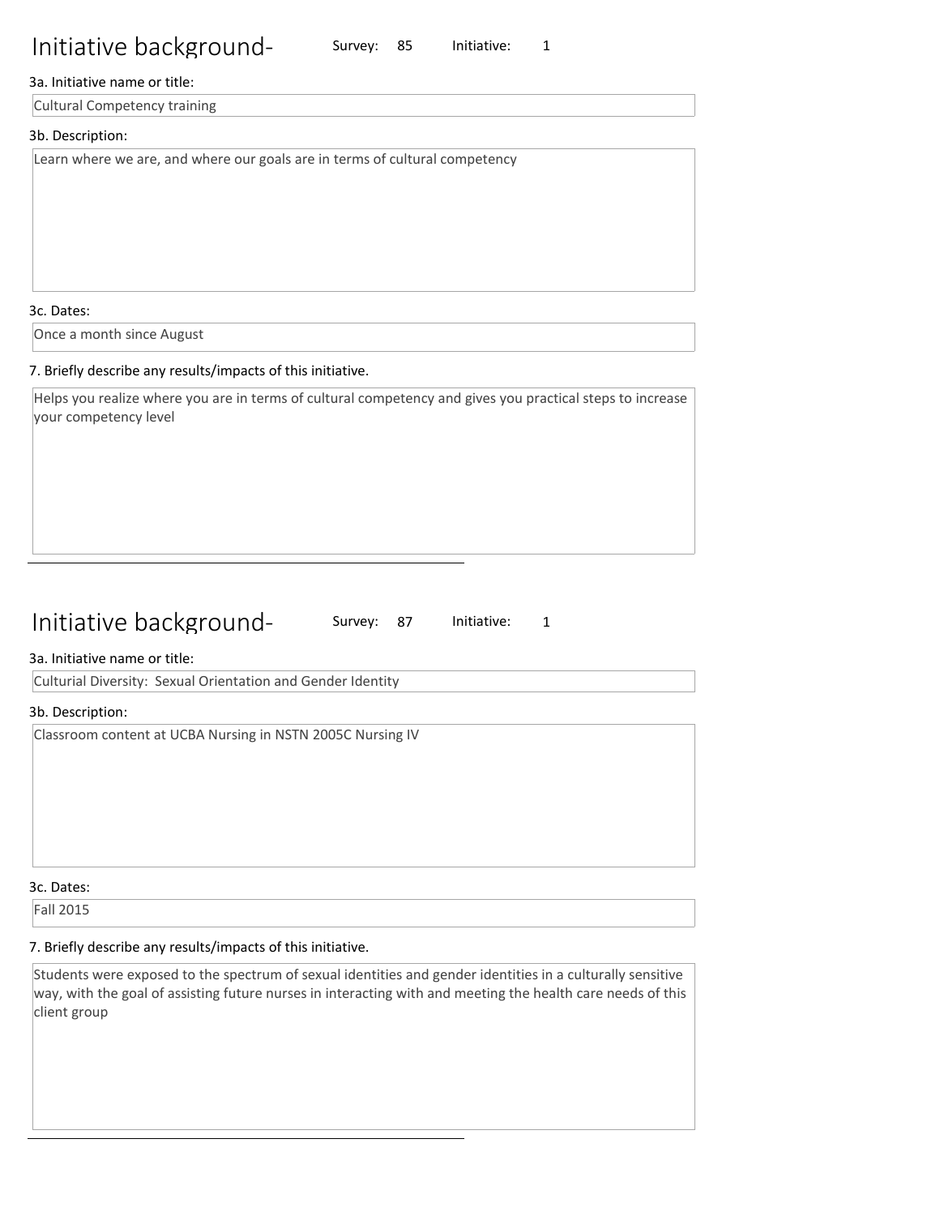# Initiative background-

Survey: 85 Initiative: 1

3a. Initiative name or title:

Cultural Competency training

3b. Description:

Learn where we are, and where our goals are in terms of cultural competency

3c. Dates:

Once a month since August

7. Briefly describe any results/impacts of this initiative.

Helps you realize where you are in terms of cultural competency and gives you practical steps to increase your competency level

---

# Initiative background-

Survey: 87 Initiative: 1

3a. Initiative name or title:

Culturial Diversity: Sexual Orientation and Gender Identity

3b. Description:

Classroom content at UCBA Nursing in NSTN 2005C Nursing IV

3c. Dates:

Fall 2015

7. Briefly describe any results/impacts of this initiative.

Students were exposed to the spectrum of sexual identities and gender identities in a culturally sensitive way, with the goal of assisting future nurses in interacting with and meeting the health care needs of this client group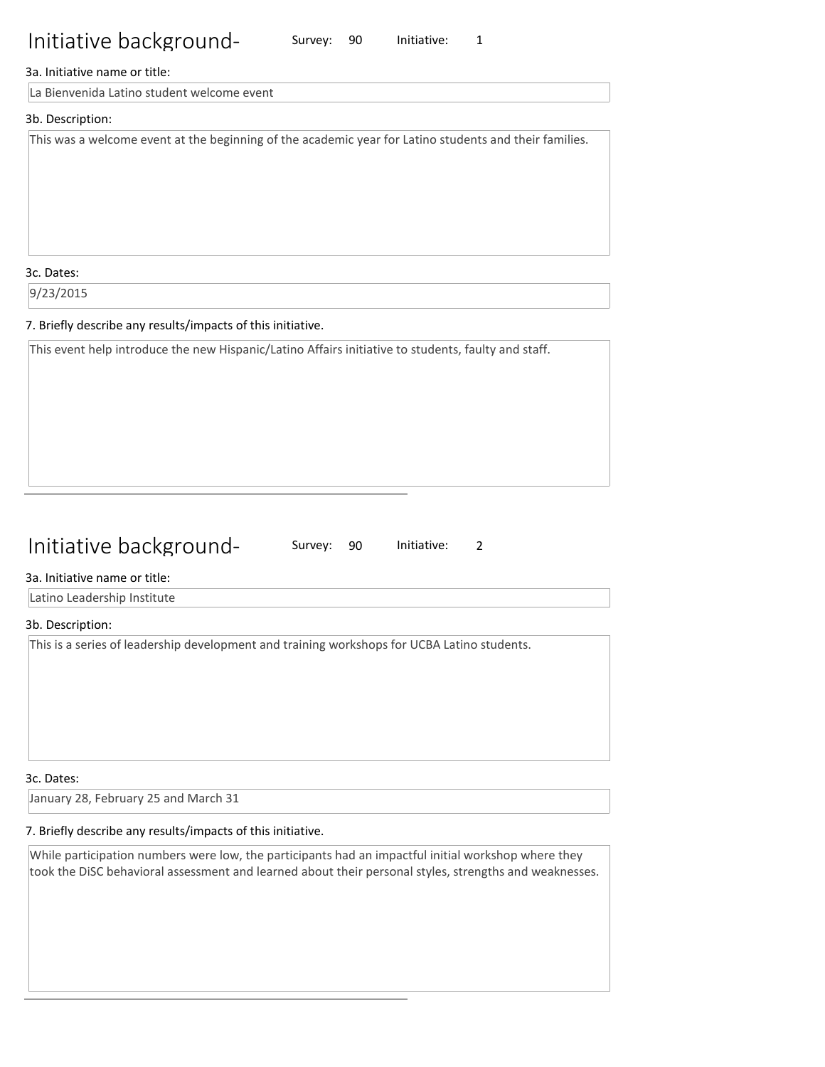# Initiative background-

Survey: 90 Initiative: 1

3a. Initiative name or title:

La Bienvenida Latino student welcome event

3b. Description:

This was a welcome event at the beginning of the academic year for Latino students and their families.

3c. Dates:

9/23/2015

7. Briefly describe any results/impacts of this initiative.

This event help introduce the new Hispanic/Latino Affairs initiative to students, faulty and staff.

---

# Initiative background-

Survey: 90 Initiative: 2

3a. Initiative name or title:

Latino Leadership Institute

3b. Description:

This is a series of leadership development and training workshops for UCBA Latino students.

3c. Dates:

January 28, February 25 and March 31

7. Briefly describe any results/impacts of this initiative.

While participation numbers were low, the participants had an impactful initial workshop where they took the DiSC behavioral assessment and learned about their personal styles, strengths and weaknesses.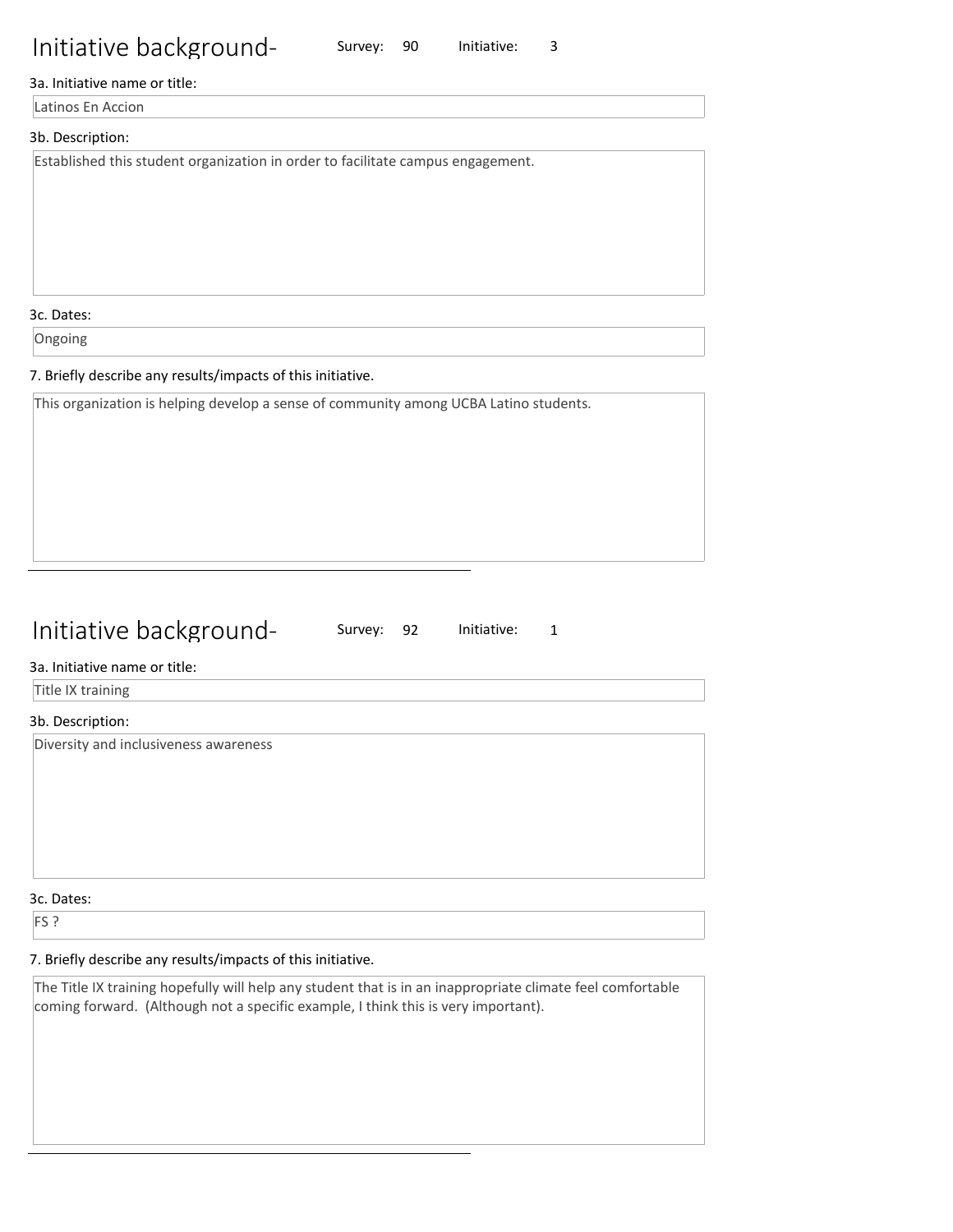# Initiative background-

Survey: 90 Initiative: 3

3a. Initiative name or title:

Latinos En Accion

3b. Description:

Established this student organization in order to facilitate campus engagement.

3c. Dates:

Ongoing

7. Briefly describe any results/impacts of this initiative.

This organization is helping develop a sense of community among UCBA Latino students.

---

# Initiative background-

Survey: 92 Initiative: 1

3a. Initiative name or title:

Title IX training

3b. Description:

Diversity and inclusiveness awareness

3c. Dates:

FS ?

7. Briefly describe any results/impacts of this initiative.

The Title IX training hopefully will help any student that is in an inappropriate climate feel comfortable coming forward. (Although not a specific example, I think this is very important).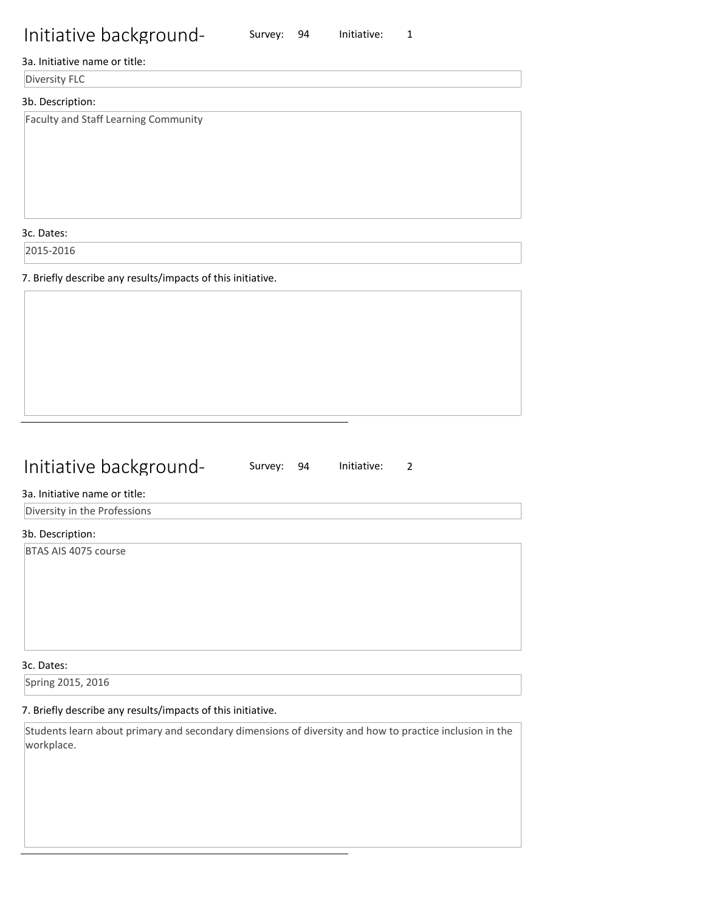# Initiative background-

Survey: 94 Initiative: 1

3a. Initiative name or title:

Diversity FLC

3b. Description:

Faculty and Staff Learning Community

3c. Dates:

2015-2016

7. Briefly describe any results/impacts of this initiative.

---

# Initiative background-

Survey: 94 Initiative: 2

3a. Initiative name or title:

Diversity in the Professions

3b. Description:

BTAS AIS 4075 course

3c. Dates:

Spring 2015, 2016

7. Briefly describe any results/impacts of this initiative.

Students learn about primary and secondary dimensions of diversity and how to practice inclusion in the workplace.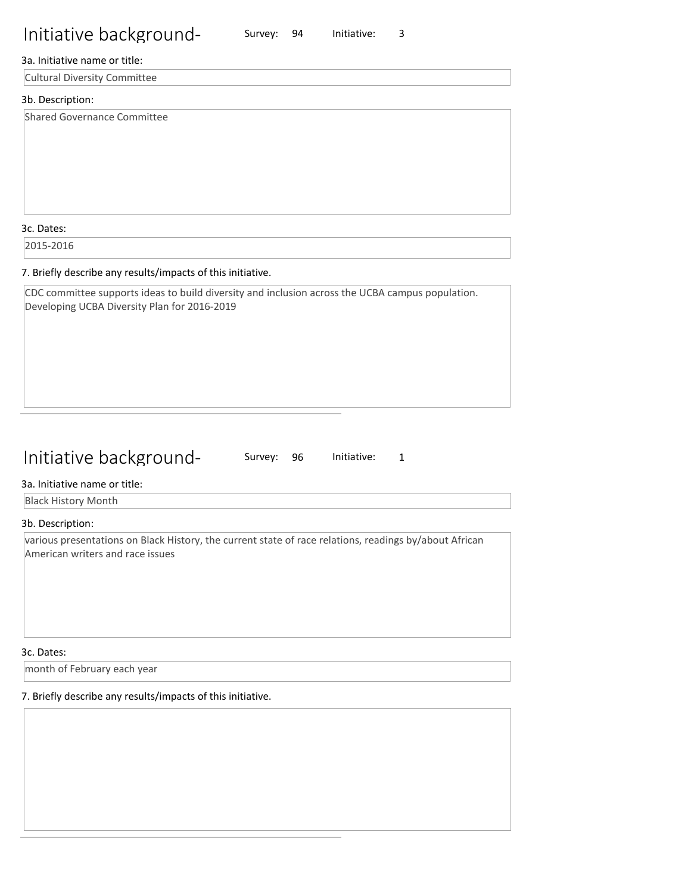## Initiative background- Survey: 94 Initiative: 3

3a. Initiative name or title:

Cultural Diversity Committee

3b. Description:

Shared Governance Committee

3c. Dates:

2015-2016

7. Briefly describe any results/impacts of this initiative.

CDC committee supports ideas to build diversity and inclusion across the UCBA campus population.
Developing UCBA Diversity Plan for 2016-2019

---

## Initiative background- Survey: 96 Initiative: 1

3a. Initiative name or title:

Black History Month

3b. Description:

various presentations on Black History, the current state of race relations, readings by/about African American writers and race issues

3c. Dates:

month of February each year

7. Briefly describe any results/impacts of this initiative.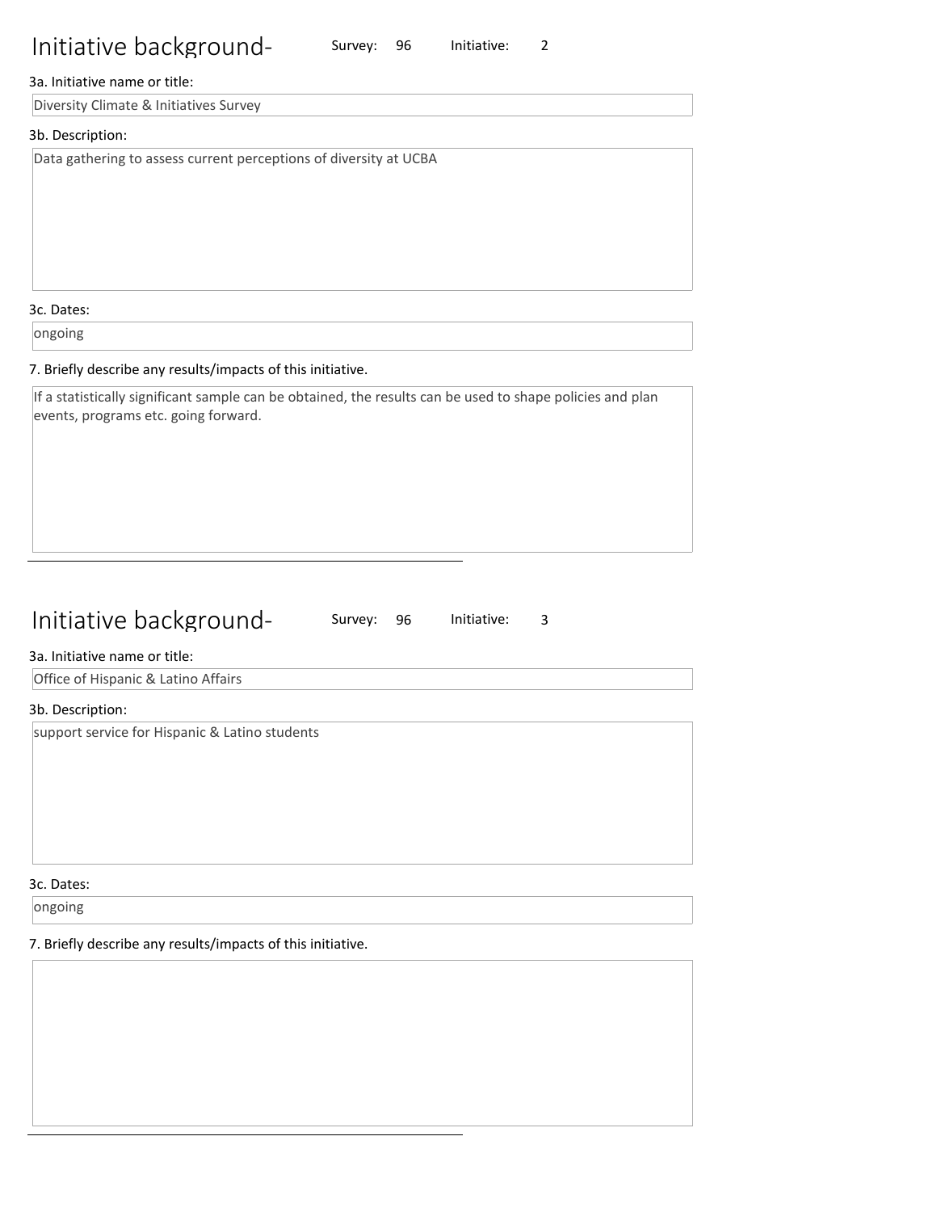## Initiative background- Survey: 96 Initiative: 2

3a. Initiative name or title:

Diversity Climate & Initiatives Survey

3b. Description:

Data gathering to assess current perceptions of diversity at UCBA

3c. Dates:

ongoing

7. Briefly describe any results/impacts of this initiative.

If a statistically significant sample can be obtained, the results can be used to shape policies and plan events, programs etc. going forward.

---

## Initiative background- Survey: 96 Initiative: 3

3a. Initiative name or title:

Office of Hispanic & Latino Affairs

3b. Description:

support service for Hispanic & Latino students

3c. Dates:

ongoing

7. Briefly describe any results/impacts of this initiative.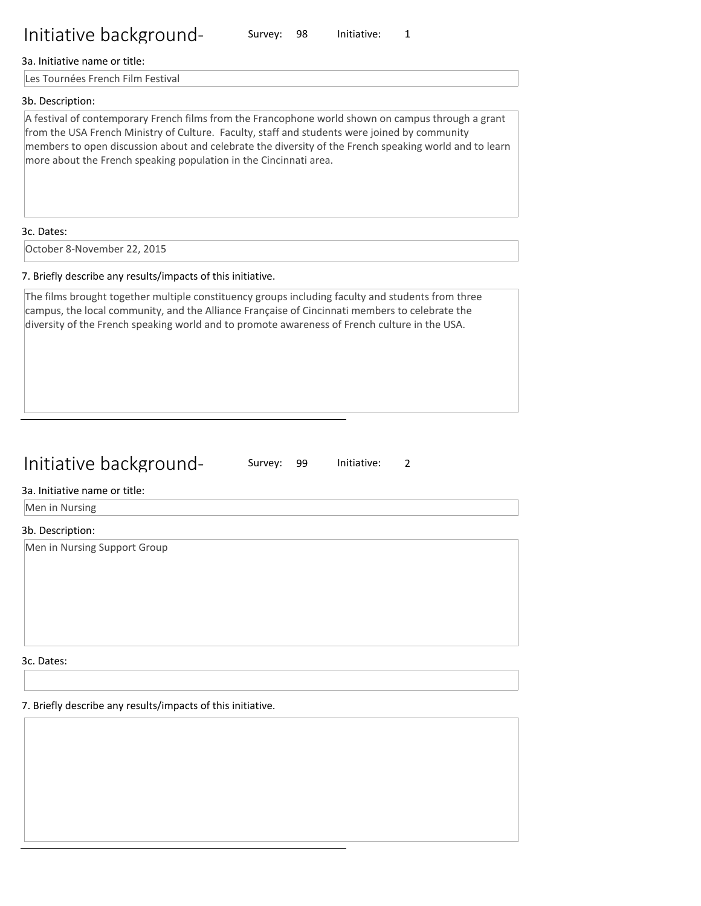# Initiative background-

Survey: 98 Initiative: 1

3a. Initiative name or title:

Les Tournées French Film Festival

3b. Description:

A festival of contemporary French films from the Francophone world shown on campus through a grant from the USA French Ministry of Culture. Faculty, staff and students were joined by community members to open discussion about and celebrate the diversity of the French speaking world and to learn more about the French speaking population in the Cincinnati area.

3c. Dates:

October 8-November 22, 2015

7. Briefly describe any results/impacts of this initiative.

The films brought together multiple constituency groups including faculty and students from three campus, the local community, and the Alliance Française of Cincinnati members to celebrate the diversity of the French speaking world and to promote awareness of French culture in the USA.

---

# Initiative background-

Survey: 99 Initiative: 2

3a. Initiative name or title:

Men in Nursing

3b. Description:

Men in Nursing Support Group

3c. Dates:

7. Briefly describe any results/impacts of this initiative.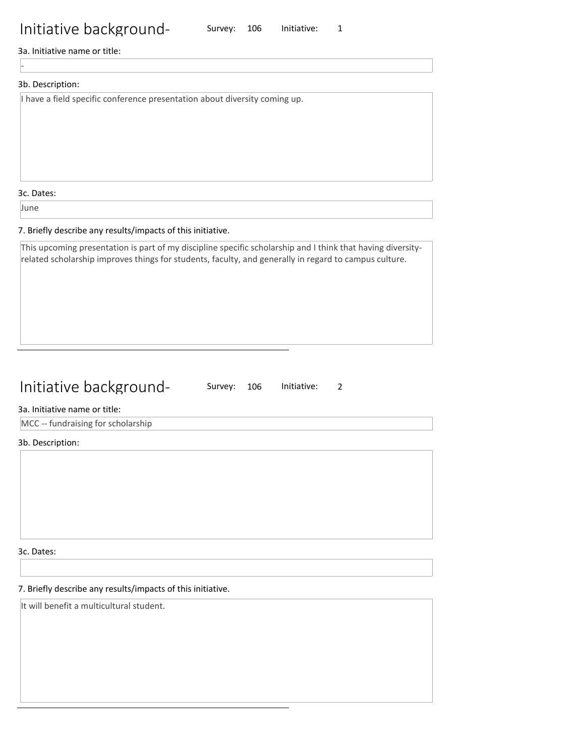# Initiative background-

Survey: 106 Initiative: 1

3a. Initiative name or title:

-

3b. Description:

I have a field specific conference presentation about diversity coming up.

3c. Dates:

June

7. Briefly describe any results/impacts of this initiative.

This upcoming presentation is part of my discipline specific scholarship and I think that having diversity-related scholarship improves things for students, faculty, and generally in regard to campus culture.

---

# Initiative background-

Survey: 106 Initiative: 2

3a. Initiative name or title:

MCC -- fundraising for scholarship

3b. Description:

3c. Dates:

7. Briefly describe any results/impacts of this initiative.

It will benefit a multicultural student.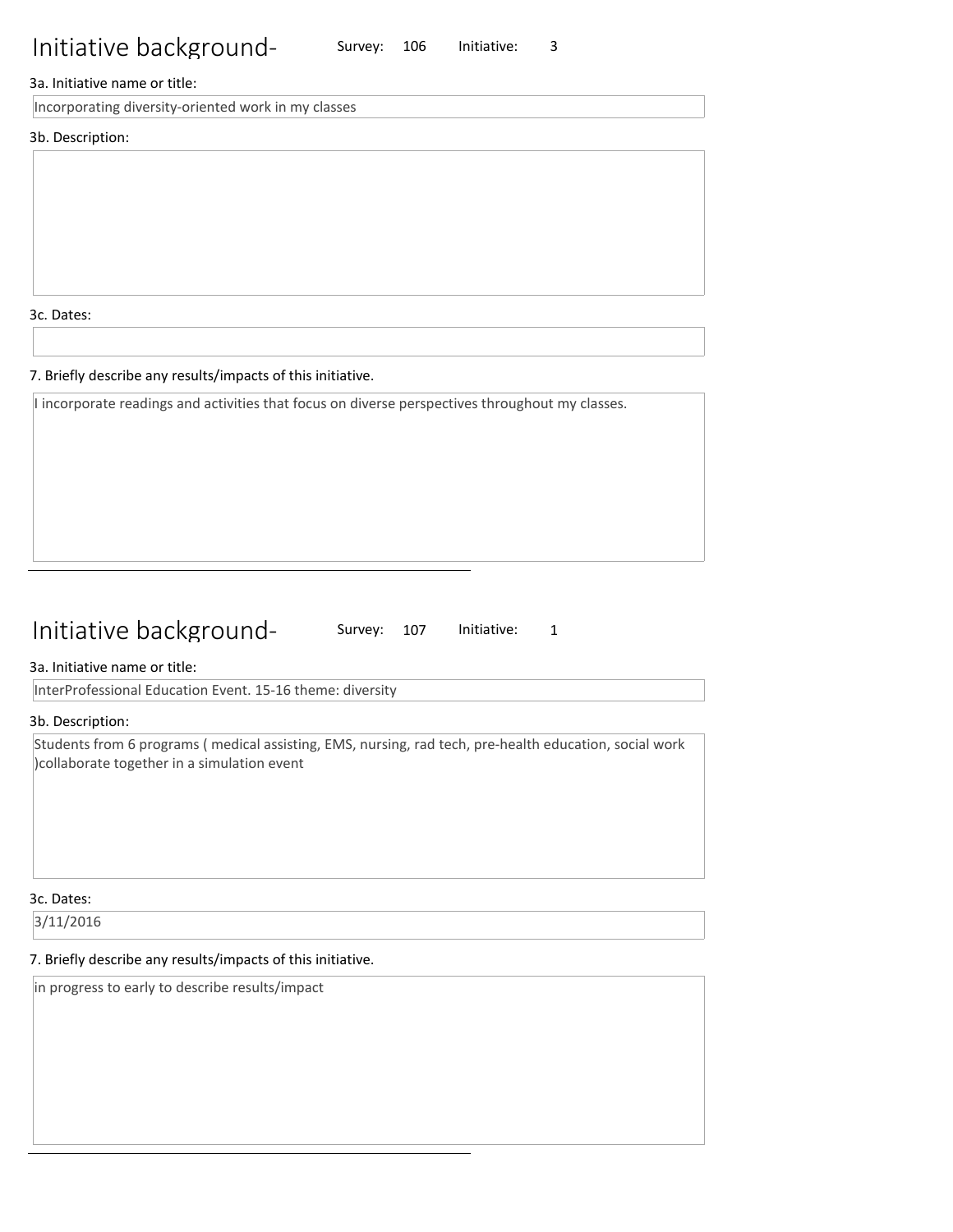# Initiative background-

Survey: 106 Initiative: 3

3a. Initiative name or title:

Incorporating diversity-oriented work in my classes

3b. Description:

3c. Dates:

7. Briefly describe any results/impacts of this initiative.

I incorporate readings and activities that focus on diverse perspectives throughout my classes.

---

# Initiative background-

Survey: 107 Initiative: 1

3a. Initiative name or title:

InterProfessional Education Event. 15-16 theme: diversity

3b. Description:

Students from 6 programs ( medical assisting, EMS, nursing, rad tech, pre-health education, social work )collaborate together in a simulation event

3c. Dates:

3/11/2016

7. Briefly describe any results/impacts of this initiative.

in progress to early to describe results/impact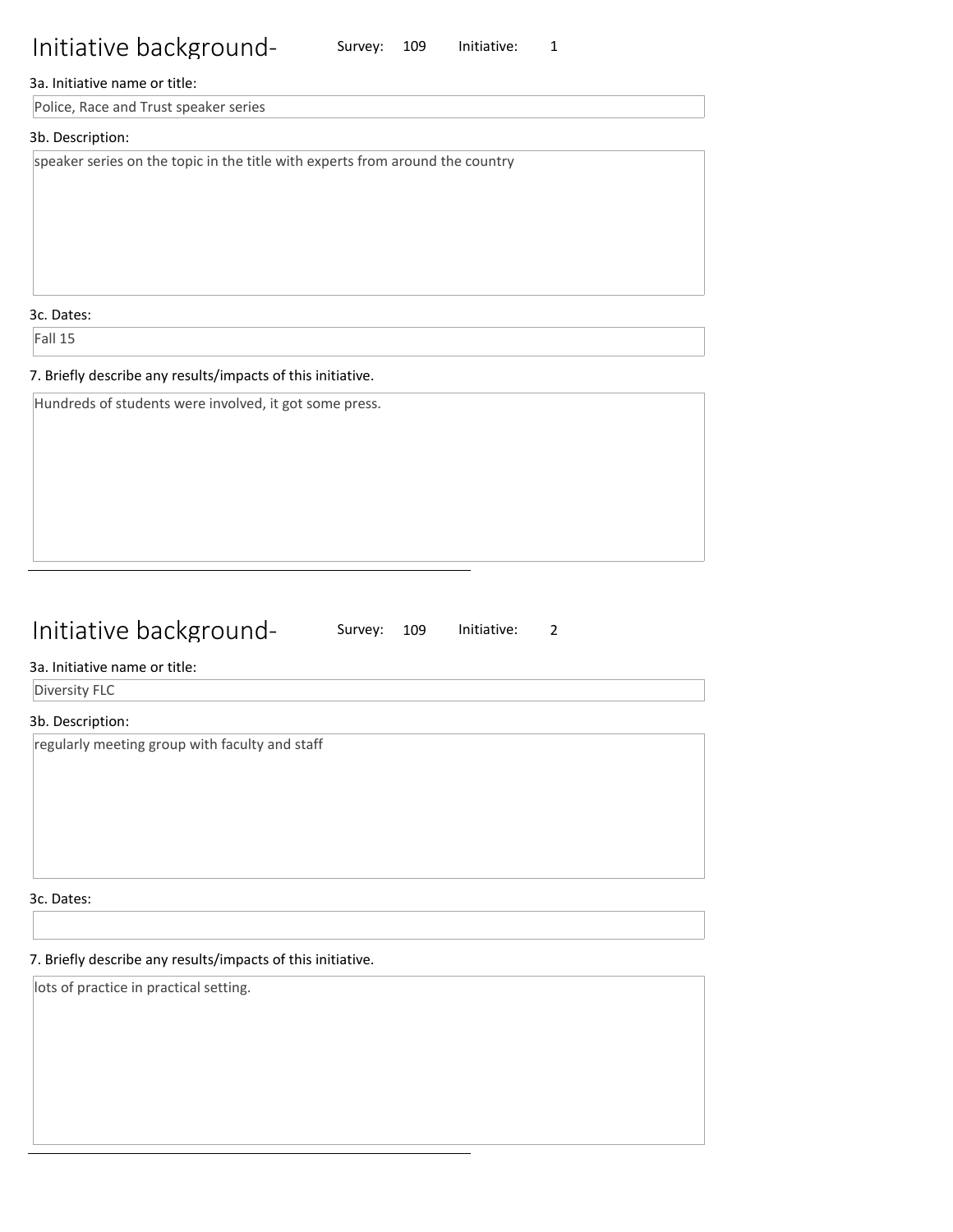## Initiative background- Survey: 109 Initiative: 1

3a. Initiative name or title:

Police, Race and Trust speaker series

3b. Description:

speaker series on the topic in the title with experts from around the country

3c. Dates:

Fall 15

7. Briefly describe any results/impacts of this initiative.

Hundreds of students were involved, it got some press.

---

## Initiative background- Survey: 109 Initiative: 2

3a. Initiative name or title:

Diversity FLC

3b. Description:

regularly meeting group with faculty and staff

3c. Dates:

7. Briefly describe any results/impacts of this initiative.

lots of practice in practical setting.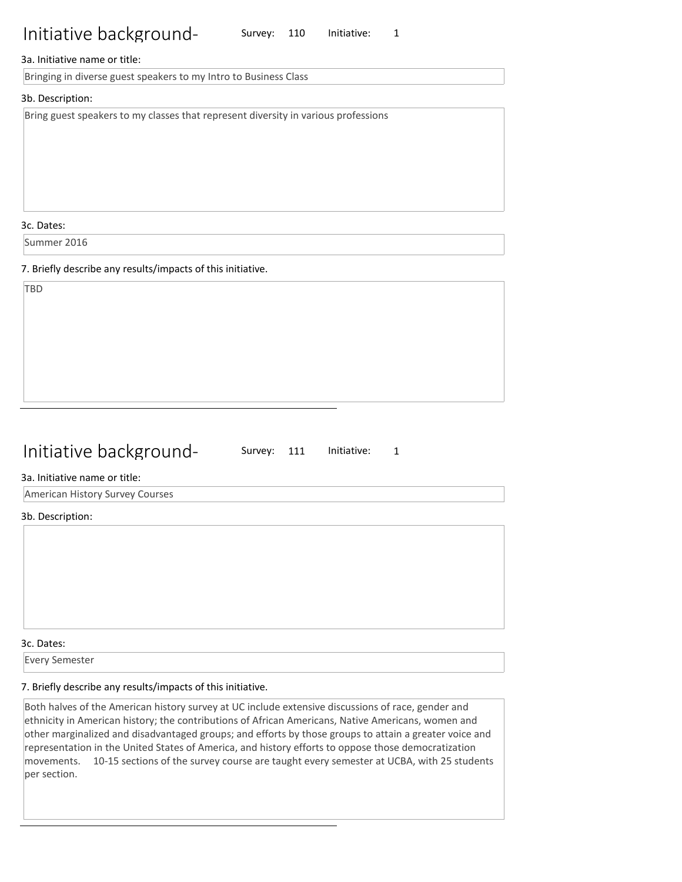## Initiative background- Survey: 110 Initiative: 1

3a. Initiative name or title:

Bringing in diverse guest speakers to my Intro to Business Class

3b. Description:

Bring guest speakers to my classes that represent diversity in various professions

3c. Dates:

Summer 2016

7. Briefly describe any results/impacts of this initiative.

TBD

---

## Initiative background- Survey: 111 Initiative: 1

3a. Initiative name or title:

American History Survey Courses

3b. Description:

3c. Dates:

Every Semester

7. Briefly describe any results/impacts of this initiative.

Both halves of the American history survey at UC include extensive discussions of race, gender and ethnicity in American history; the contributions of African Americans, Native Americans, women and other marginalized and disadvantaged groups; and efforts by those groups to attain a greater voice and representation in the United States of America, and history efforts to oppose those democratization movements. 10-15 sections of the survey course are taught every semester at UCBA, with 25 students per section.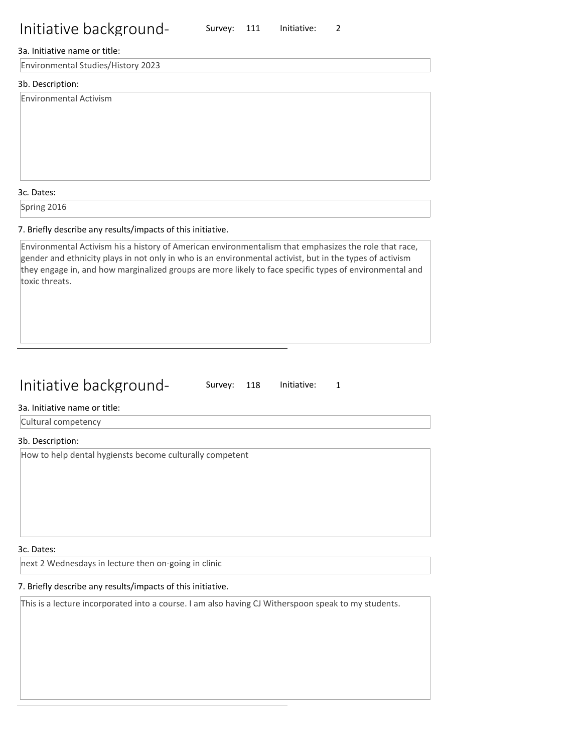## Initiative background-

Survey: 111 Initiative: 2

3a. Initiative name or title:

Environmental Studies/History 2023

3b. Description:

Environmental Activism

3c. Dates:

Spring 2016

7. Briefly describe any results/impacts of this initiative.

Environmental Activism his a history of American environmentalism that emphasizes the role that race, gender and ethnicity plays in not only in who is an environmental activist, but in the types of activism they engage in, and how marginalized groups are more likely to face specific types of environmental and toxic threats.

---

## Initiative background-

Survey: 118 Initiative: 1

3a. Initiative name or title:

Cultural competency

3b. Description:

How to help dental hygiensts become culturally competent

3c. Dates:

next 2 Wednesdays in lecture then on-going in clinic

7. Briefly describe any results/impacts of this initiative.

This is a lecture incorporated into a course. I am also having CJ Witherspoon speak to my students.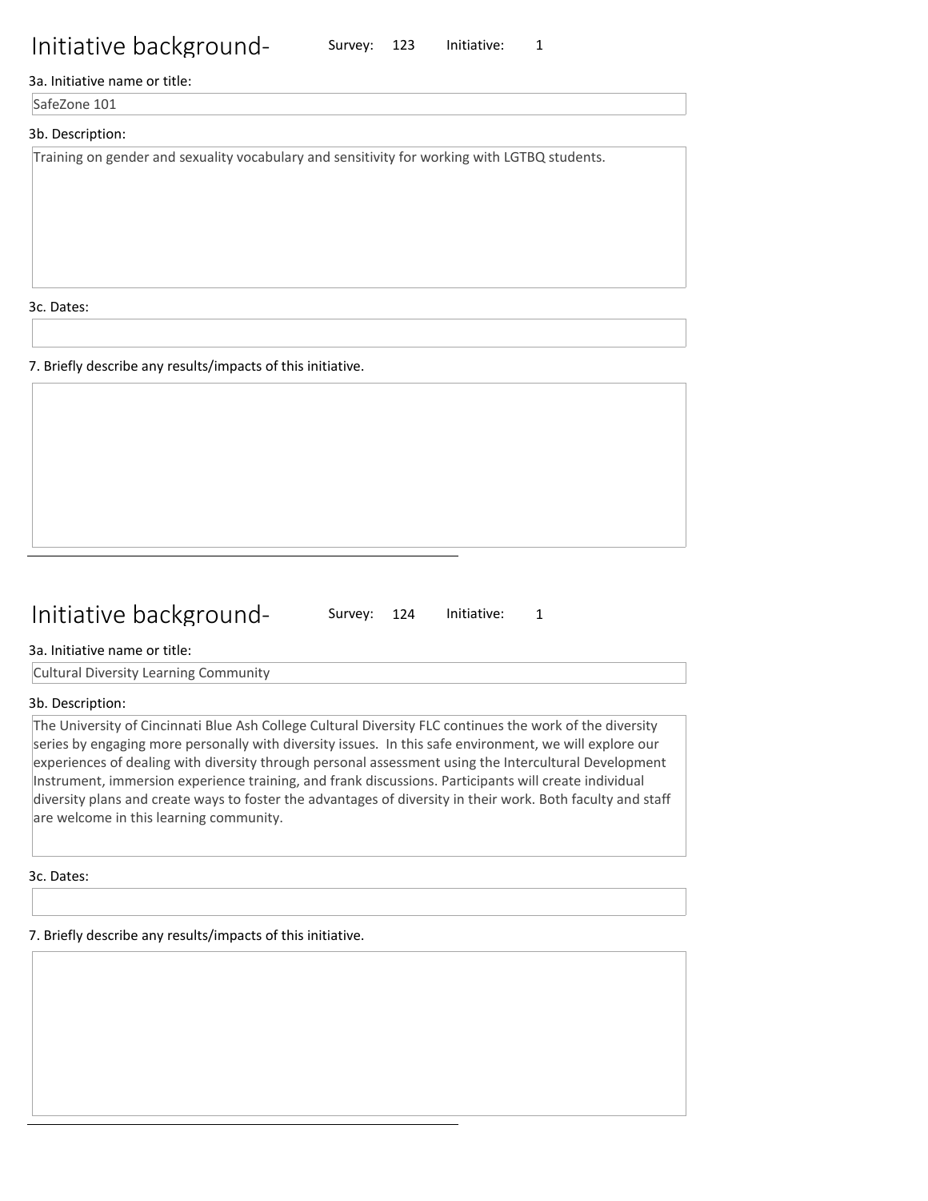# Initiative background-

Survey: 123 Initiative: 1

3a. Initiative name or title:

SafeZone 101

3b. Description:

Training on gender and sexuality vocabulary and sensitivity for working with LGTBQ students.

3c. Dates:

7. Briefly describe any results/impacts of this initiative.

---

# Initiative background-

Survey: 124 Initiative: 1

3a. Initiative name or title:

Cultural Diversity Learning Community

3b. Description:

The University of Cincinnati Blue Ash College Cultural Diversity FLC continues the work of the diversity series by engaging more personally with diversity issues. In this safe environment, we will explore our experiences of dealing with diversity through personal assessment using the Intercultural Development Instrument, immersion experience training, and frank discussions. Participants will create individual diversity plans and create ways to foster the advantages of diversity in their work. Both faculty and staff are welcome in this learning community.

3c. Dates:

7. Briefly describe any results/impacts of this initiative.

---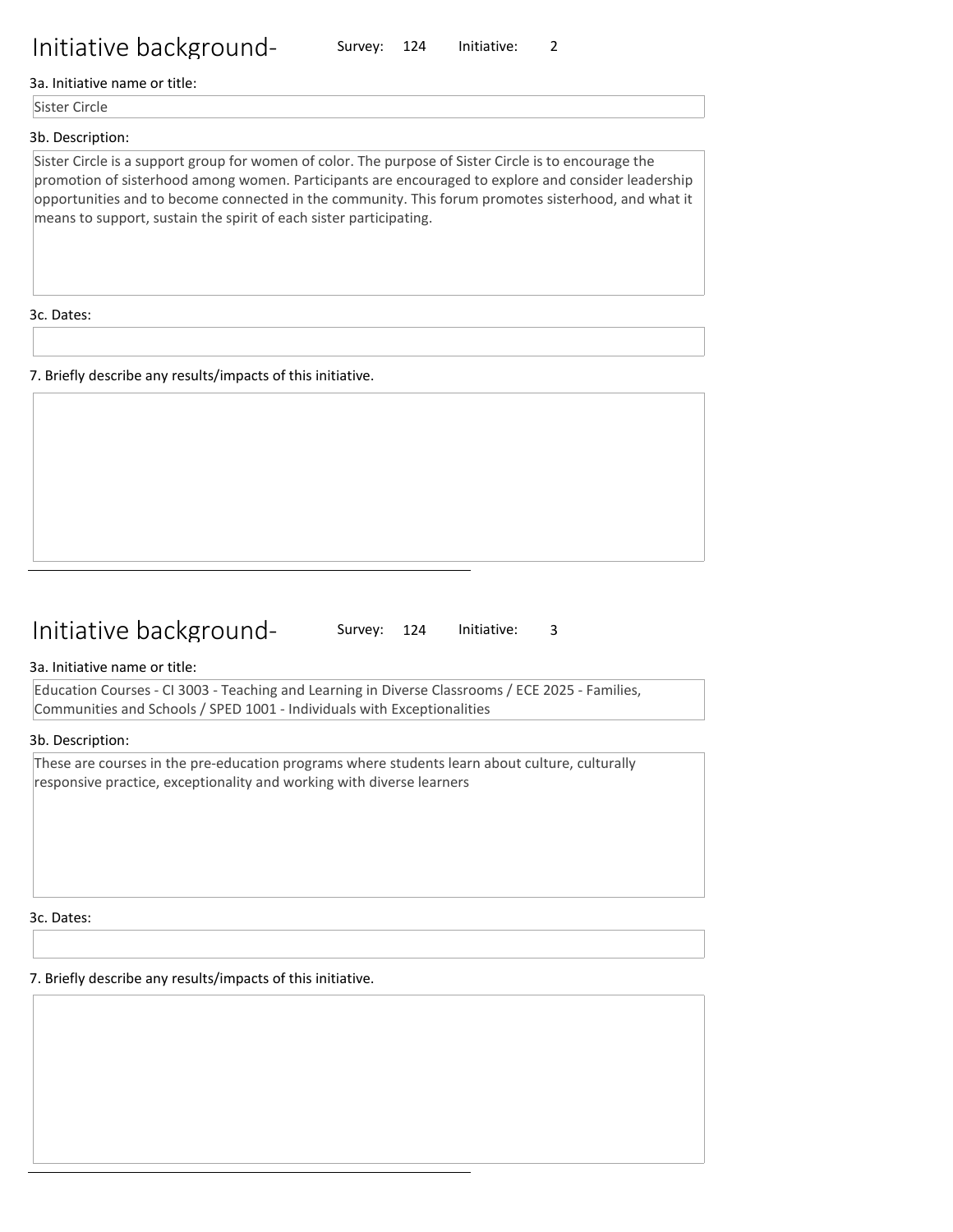## Initiative background- Survey: 124 Initiative: 2

3a. Initiative name or title:

Sister Circle

3b. Description:

Sister Circle is a support group for women of color. The purpose of Sister Circle is to encourage the promotion of sisterhood among women. Participants are encouraged to explore and consider leadership opportunities and to become connected in the community. This forum promotes sisterhood, and what it means to support, sustain the spirit of each sister participating.

3c. Dates:

7. Briefly describe any results/impacts of this initiative.

---

## Initiative background- Survey: 124 Initiative: 3

3a. Initiative name or title:

Education Courses - CI 3003 - Teaching and Learning in Diverse Classrooms / ECE 2025 - Families, Communities and Schools / SPED 1001 - Individuals with Exceptionalities

3b. Description:

These are courses in the pre-education programs where students learn about culture, culturally responsive practice, exceptionality and working with diverse learners

3c. Dates:

7. Briefly describe any results/impacts of this initiative.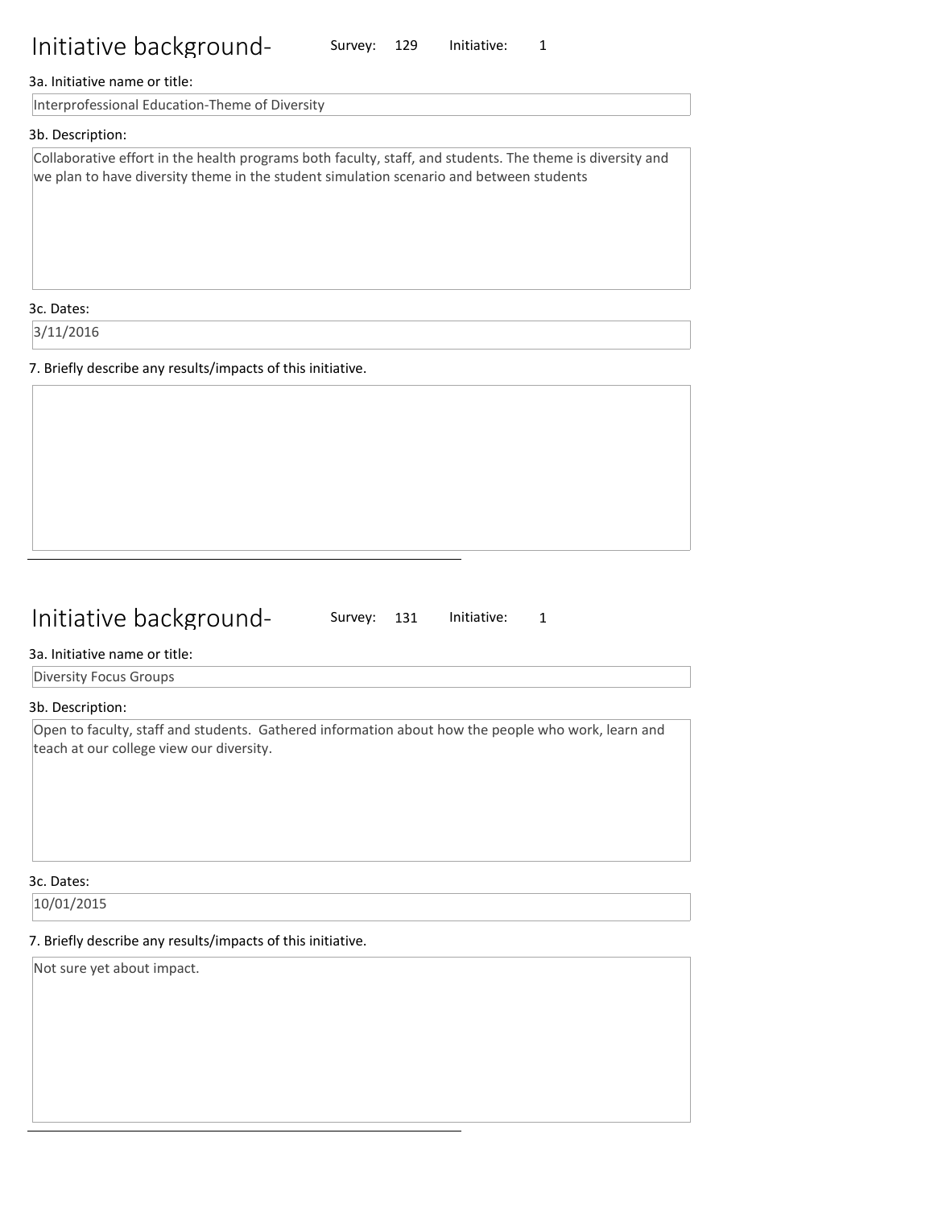# Initiative background-

Survey: 129 Initiative: 1

3a. Initiative name or title:

Interprofessional Education-Theme of Diversity

3b. Description:

Collaborative effort in the health programs both faculty, staff, and students. The theme is diversity and we plan to have diversity theme in the student simulation scenario and between students

3c. Dates:

3/11/2016

7. Briefly describe any results/impacts of this initiative.

---

# Initiative background-

Survey: 131 Initiative: 1

3a. Initiative name or title:

Diversity Focus Groups

3b. Description:

Open to faculty, staff and students. Gathered information about how the people who work, learn and teach at our college view our diversity.

3c. Dates:

10/01/2015

7. Briefly describe any results/impacts of this initiative.

Not sure yet about impact.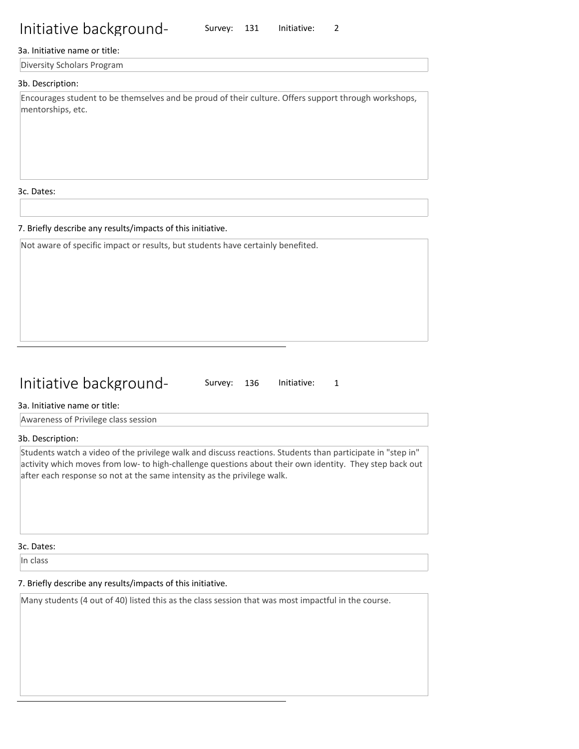# Initiative background-

Survey: 131 Initiative: 2

3a. Initiative name or title:

Diversity Scholars Program

3b. Description:

Encourages student to be themselves and be proud of their culture. Offers support through workshops, mentorships, etc.

3c. Dates:

7. Briefly describe any results/impacts of this initiative.

Not aware of specific impact or results, but students have certainly benefited.

---

# Initiative background-

Survey: 136 Initiative: 1

3a. Initiative name or title:

Awareness of Privilege class session

3b. Description:

Students watch a video of the privilege walk and discuss reactions. Students than participate in "step in" activity which moves from low- to high-challenge questions about their own identity. They step back out after each response so not at the same intensity as the privilege walk.

3c. Dates:

In class

7. Briefly describe any results/impacts of this initiative.

Many students (4 out of 40) listed this as the class session that was most impactful in the course.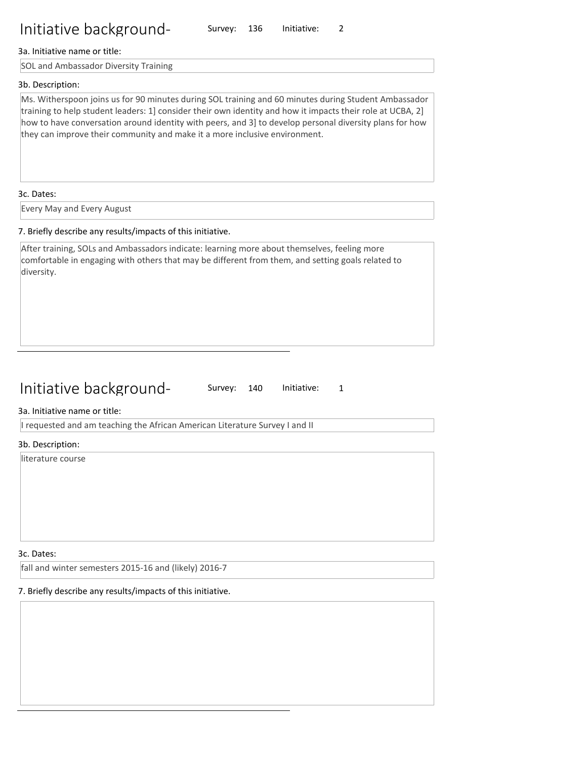# Initiative background-

Survey: 136 Initiative: 2

3a. Initiative name or title:

SOL and Ambassador Diversity Training

3b. Description:

Ms. Witherspoon joins us for 90 minutes during SOL training and 60 minutes during Student Ambassador training to help student leaders: 1] consider their own identity and how it impacts their role at UCBA, 2] how to have conversation around identity with peers, and 3] to develop personal diversity plans for how they can improve their community and make it a more inclusive environment.

3c. Dates:

Every May and Every August

7. Briefly describe any results/impacts of this initiative.

After training, SOLs and Ambassadors indicate: learning more about themselves, feeling more comfortable in engaging with others that may be different from them, and setting goals related to diversity.

---

# Initiative background-

Survey: 140 Initiative: 1

3a. Initiative name or title:

I requested and am teaching the African American Literature Survey I and II

3b. Description:

literature course

3c. Dates:

fall and winter semesters 2015-16 and (likely) 2016-7

7. Briefly describe any results/impacts of this initiative.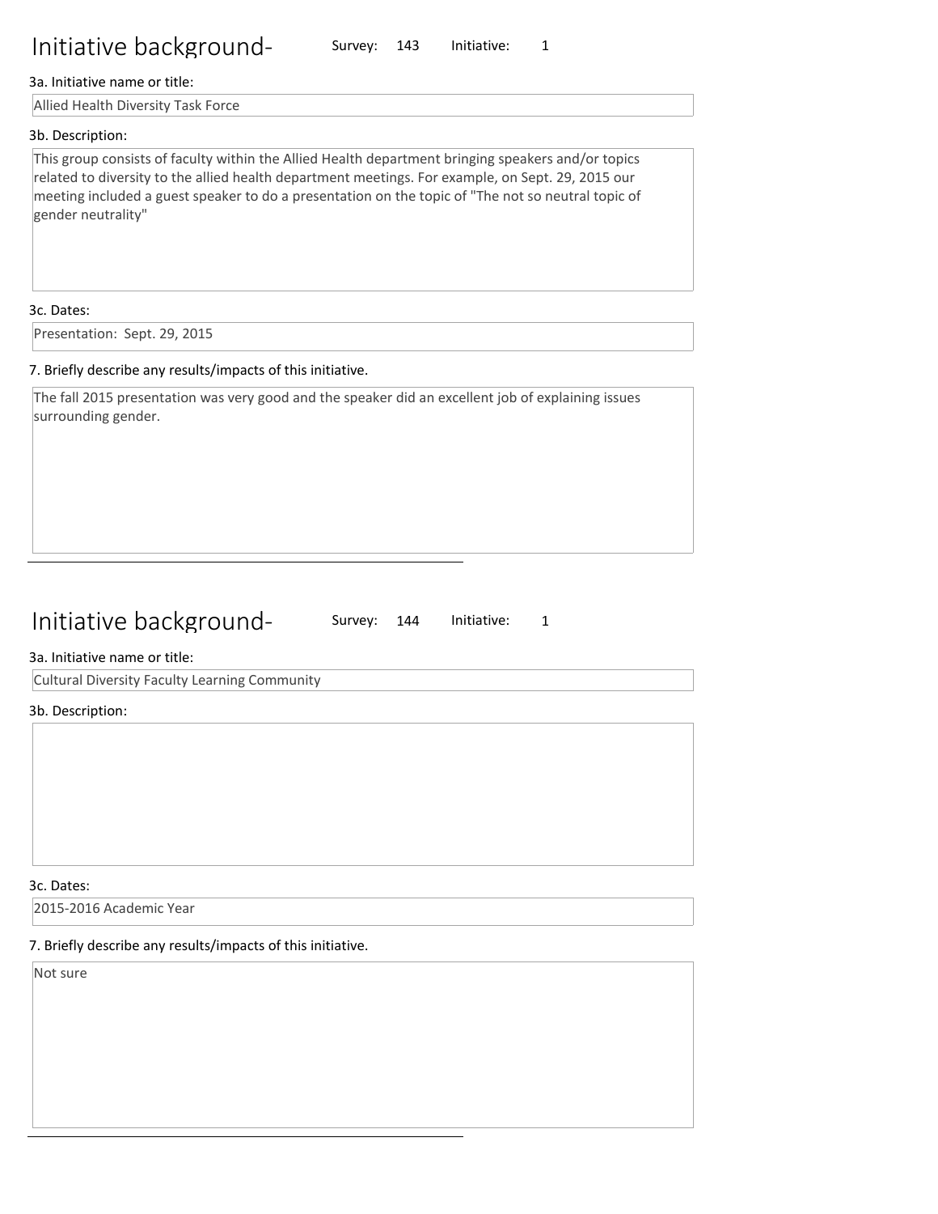## Initiative background-

Survey: 143 Initiative: 1

3a. Initiative name or title:

Allied Health Diversity Task Force

3b. Description:

This group consists of faculty within the Allied Health department bringing speakers and/or topics related to diversity to the allied health department meetings. For example, on Sept. 29, 2015 our meeting included a guest speaker to do a presentation on the topic of "The not so neutral topic of gender neutrality"

3c. Dates:

Presentation: Sept. 29, 2015

7. Briefly describe any results/impacts of this initiative.

The fall 2015 presentation was very good and the speaker did an excellent job of explaining issues surrounding gender.

---

## Initiative background-

Survey: 144 Initiative: 1

3a. Initiative name or title:

Cultural Diversity Faculty Learning Community

3b. Description:

3c. Dates:

2015-2016 Academic Year

7. Briefly describe any results/impacts of this initiative.

Not sure

---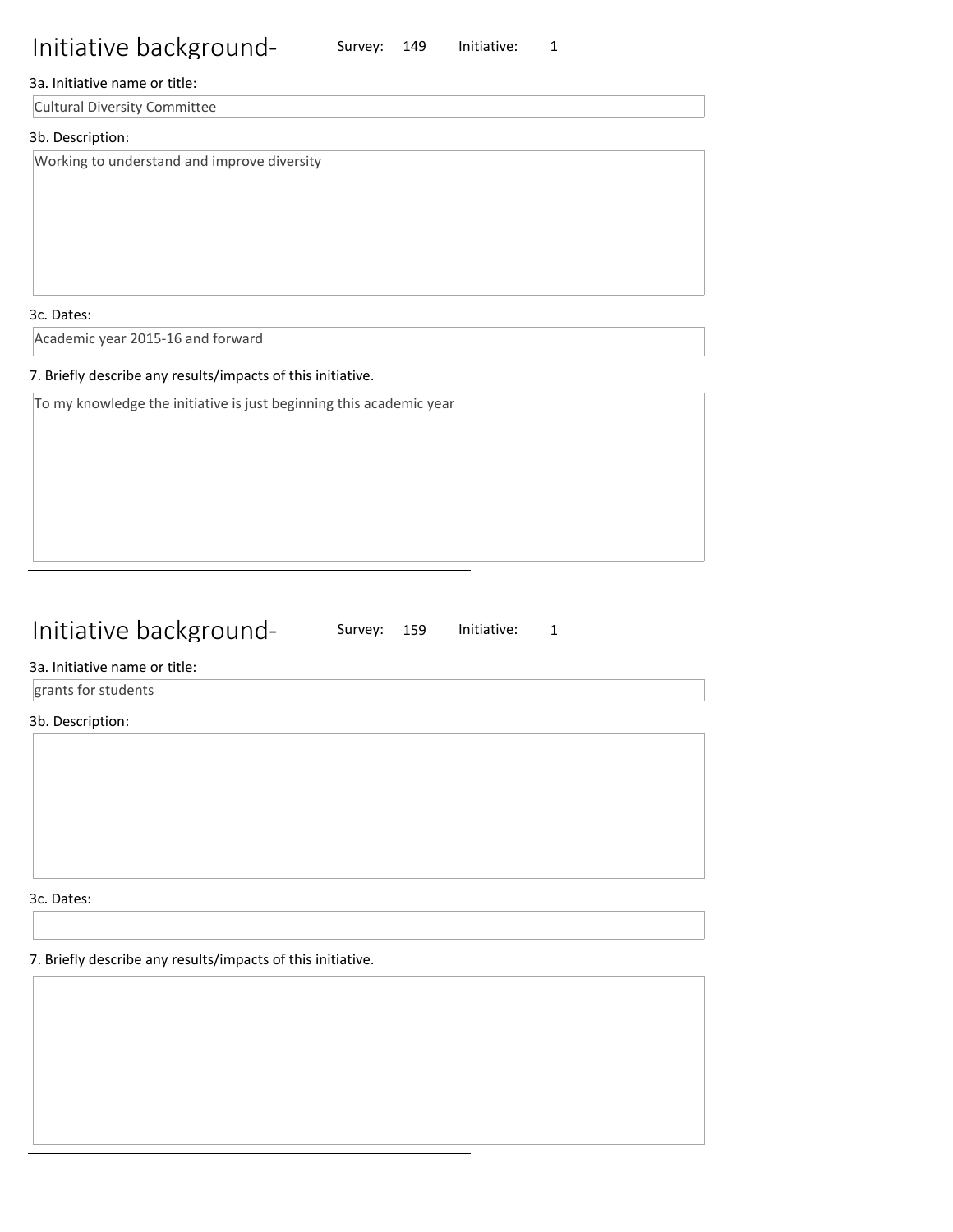# Initiative background-

Survey: 149 Initiative: 1

3a. Initiative name or title:

Cultural Diversity Committee

3b. Description:

Working to understand and improve diversity

3c. Dates:

Academic year 2015-16 and forward

7. Briefly describe any results/impacts of this initiative.

To my knowledge the initiative is just beginning this academic year

---

# Initiative background-

Survey: 159 Initiative: 1

3a. Initiative name or title:

grants for students

3b. Description:

3c. Dates:

7. Briefly describe any results/impacts of this initiative.

---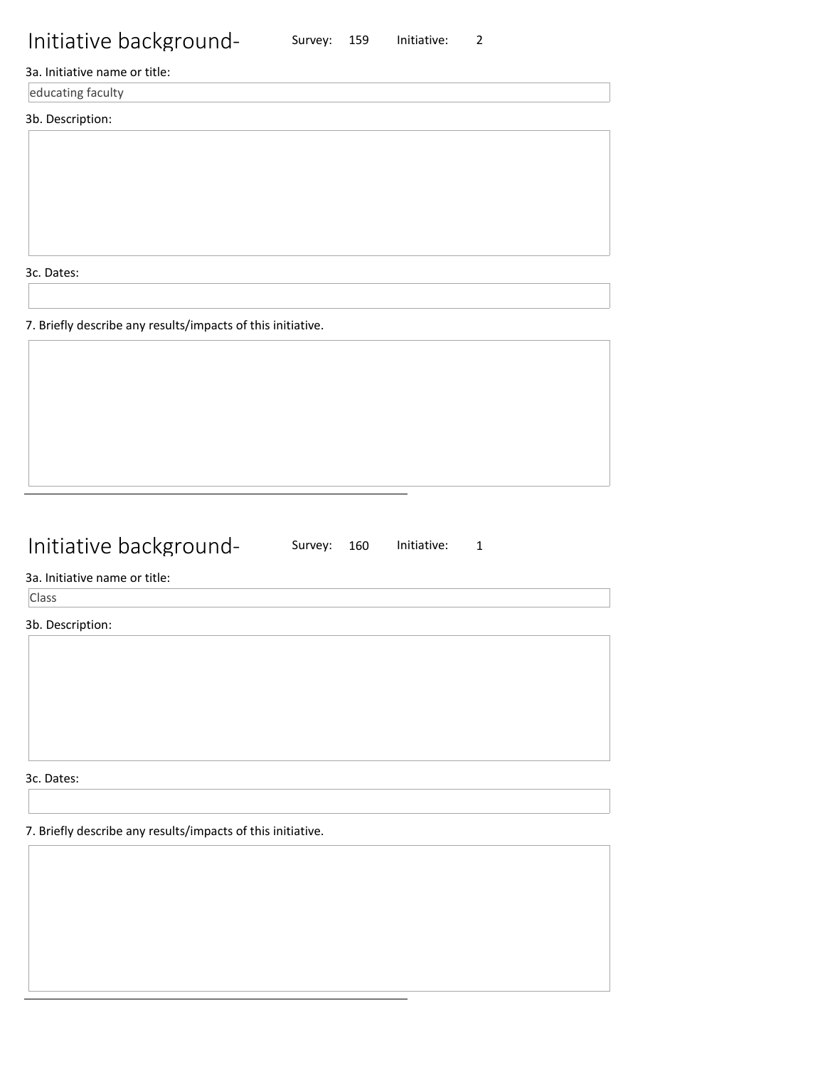# Initiative background-

Survey: 159 Initiative: 2

3a. Initiative name or title:

educating faculty

3b. Description:

3c. Dates:

7. Briefly describe any results/impacts of this initiative.

---

# Initiative background-

Survey: 160 Initiative: 1

3a. Initiative name or title:

Class

3b. Description:

3c. Dates:

7. Briefly describe any results/impacts of this initiative.

---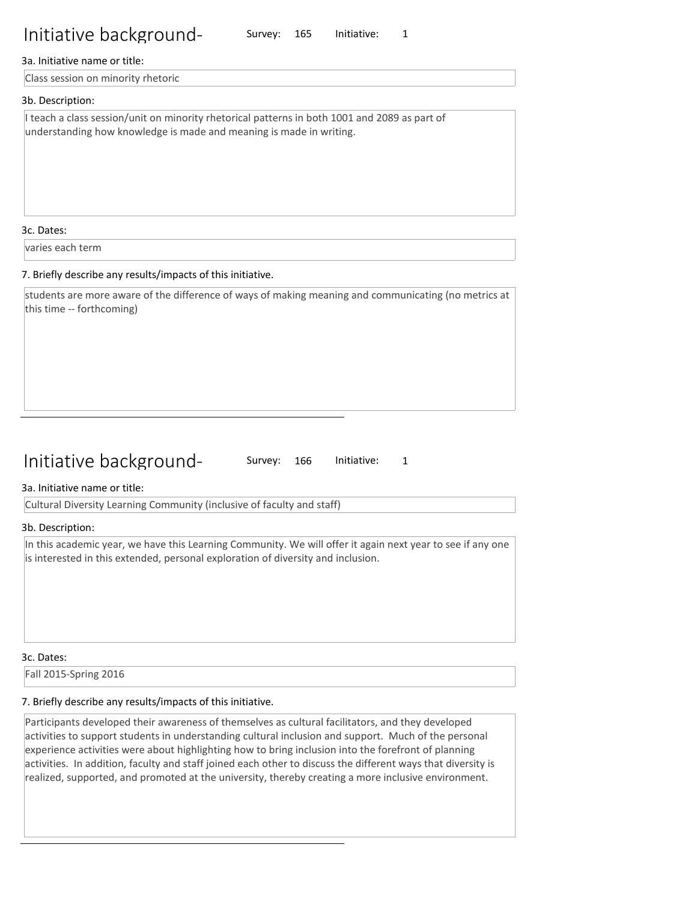## Initiative background- Survey: 165 Initiative: 1

3a. Initiative name or title:

Class session on minority rhetoric

3b. Description:

I teach a class session/unit on minority rhetorical patterns in both 1001 and 2089 as part of understanding how knowledge is made and meaning is made in writing.

3c. Dates:

varies each term

7. Briefly describe any results/impacts of this initiative.

students are more aware of the difference of ways of making meaning and communicating (no metrics at this time -- forthcoming)

---

## Initiative background- Survey: 166 Initiative: 1

3a. Initiative name or title:

Cultural Diversity Learning Community (inclusive of faculty and staff)

3b. Description:

In this academic year, we have this Learning Community. We will offer it again next year to see if any one is interested in this extended, personal exploration of diversity and inclusion.

3c. Dates:

Fall 2015-Spring 2016

7. Briefly describe any results/impacts of this initiative.

Participants developed their awareness of themselves as cultural facilitators, and they developed activities to support students in understanding cultural inclusion and support. Much of the personal experience activities were about highlighting how to bring inclusion into the forefront of planning activities. In addition, faculty and staff joined each other to discuss the different ways that diversity is realized, supported, and promoted at the university, thereby creating a more inclusive environment.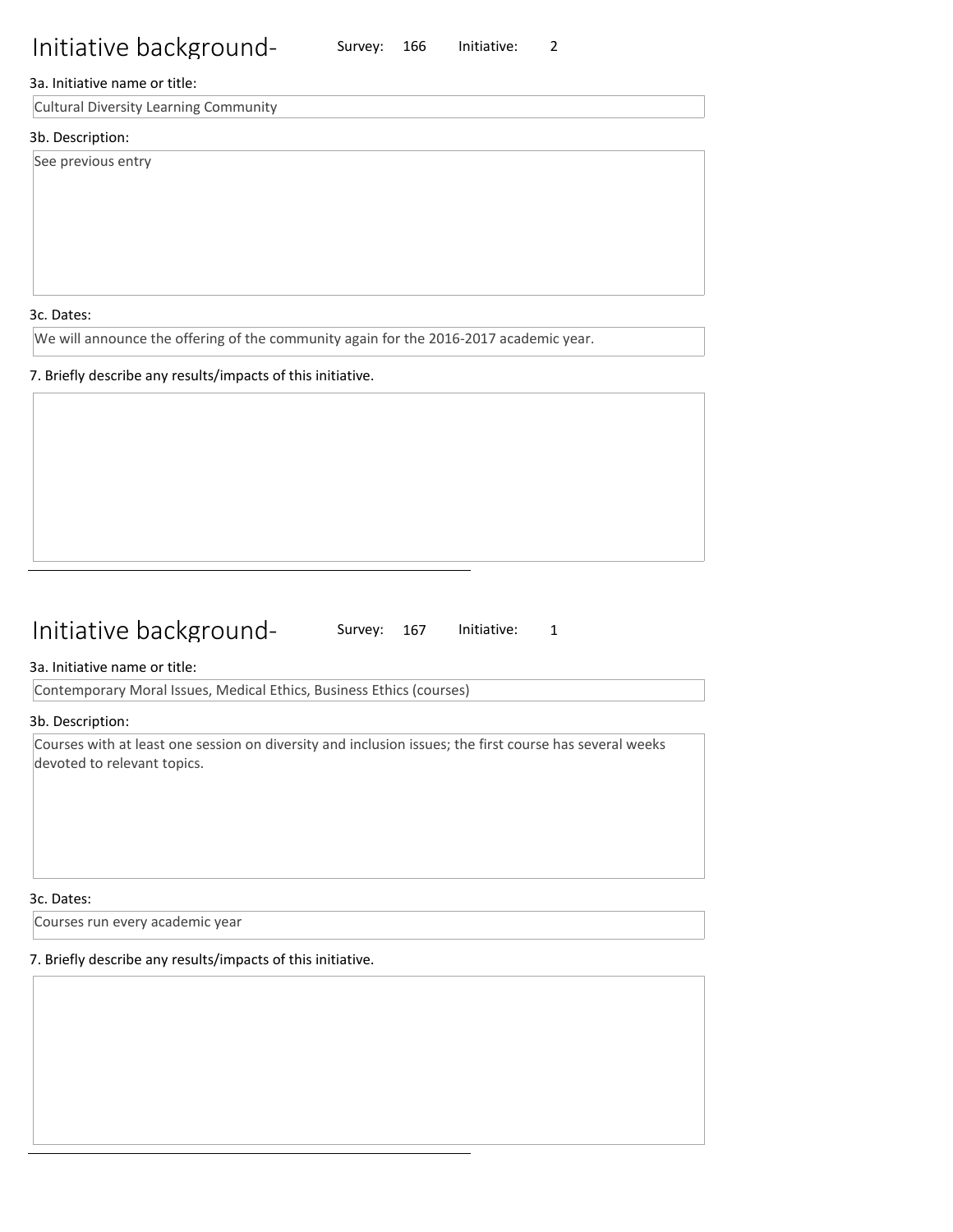# Initiative background-

Survey: 166 Initiative: 2

3a. Initiative name or title:

Cultural Diversity Learning Community

3b. Description:

See previous entry

3c. Dates:

We will announce the offering of the community again for the 2016-2017 academic year.

7. Briefly describe any results/impacts of this initiative.

---

# Initiative background-

Survey: 167 Initiative: 1

3a. Initiative name or title:

Contemporary Moral Issues, Medical Ethics, Business Ethics (courses)

3b. Description:

Courses with at least one session on diversity and inclusion issues; the first course has several weeks devoted to relevant topics.

3c. Dates:

Courses run every academic year

7. Briefly describe any results/impacts of this initiative.

---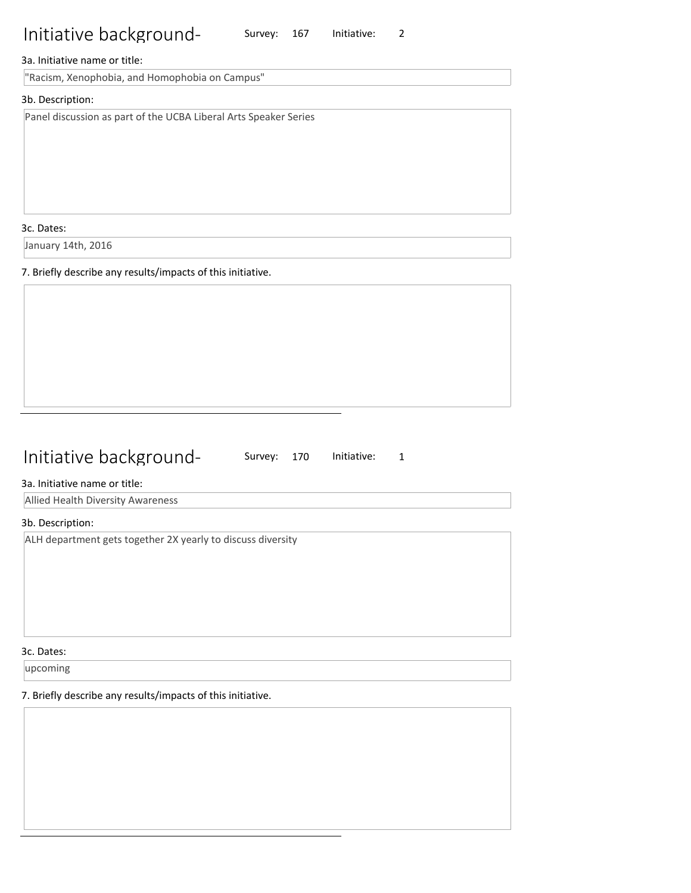# Initiative background-

Survey: 167 Initiative: 2

3a. Initiative name or title:

"Racism, Xenophobia, and Homophobia on Campus"

3b. Description:

Panel discussion as part of the UCBA Liberal Arts Speaker Series

3c. Dates:

January 14th, 2016

7. Briefly describe any results/impacts of this initiative.

---

# Initiative background-

Survey: 170 Initiative: 1

3a. Initiative name or title:

Allied Health Diversity Awareness

3b. Description:

ALH department gets together 2X yearly to discuss diversity

3c. Dates:

upcoming

7. Briefly describe any results/impacts of this initiative.